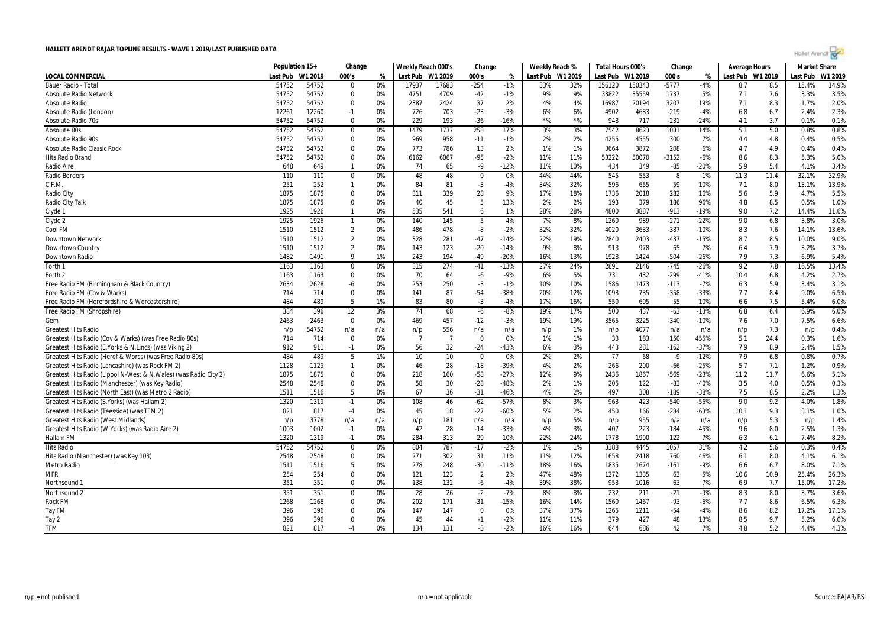# HALLETT ARENDT RAJAR TOPLINE RESULTS - WAVE 1 2019/LAST PUBLISHED DATA

| | Population 15+ | | Change | | Weekly Reach 000's | | Change | | Weekly Reach % | | Total Hours 000's | | Change | | Average Hours | | Market Share | |
|---|---|---|---|---|---|---|---|---|---|---|---|---|---|---|---|---|---|---|
| LOCAL COMMERCIAL | Last Pub | W1 2019 | 000's | % | Last Pub | W1 2019 | 000's | % | Last Pub | W1 2019 | Last Pub | W1 2019 | 000's | % | Last Pub | W1 2019 | Last Pub | W1 2019 |
| Bauer Radio - Total | 54752 | 54752 | 0 | 0% | 17937 | 17683 | -254 | -1% | 33% | 32% | 156120 | 150343 | -5777 | -4% | 8.7 | 8.5 | 15.4% | 14.9% |
| Absolute Radio Network | 54752 | 54752 | 0 | 0% | 4751 | 4709 | -42 | -1% | 9% | 9% | 33822 | 35559 | 1737 | 5% | 7.1 | 7.6 | 3.3% | 3.5% |
| Absolute Radio | 54752 | 54752 | 0 | 0% | 2387 | 2424 | 37 | 2% | 4% | 4% | 16987 | 20194 | 3207 | 19% | 7.1 | 8.3 | 1.7% | 2.0% |
| Absolute Radio (London) | 12261 | 12260 | -1 | 0% | 726 | 703 | -23 | -3% | 6% | 6% | 4902 | 4683 | -219 | -4% | 6.8 | 6.7 | 2.4% | 2.3% |
| Absolute Radio 70s | 54752 | 54752 | 0 | 0% | 229 | 193 | -36 | -16% | *% | *% | 948 | 717 | -231 | -24% | 4.1 | 3.7 | 0.1% | 0.1% |
| Absolute 80s | 54752 | 54752 | 0 | 0% | 1479 | 1737 | 258 | 17% | 3% | 3% | 7542 | 8623 | 1081 | 14% | 5.1 | 5.0 | 0.8% | 0.8% |
| Absolute Radio 90s | 54752 | 54752 | 0 | 0% | 969 | 958 | -11 | -1% | 2% | 2% | 4255 | 4555 | 300 | 7% | 4.4 | 4.8 | 0.4% | 0.5% |
| Absolute Radio Classic Rock | 54752 | 54752 | 0 | 0% | 773 | 786 | 13 | 2% | 1% | 1% | 3664 | 3872 | 208 | 6% | 4.7 | 4.9 | 0.4% | 0.4% |
| Hits Radio Brand | 54752 | 54752 | 0 | 0% | 6162 | 6067 | -95 | -2% | 11% | 11% | 53222 | 50070 | -3152 | -6% | 8.6 | 8.3 | 5.3% | 5.0% |
| Radio Aire | 648 | 649 | 1 | 0% | 74 | 65 | -9 | -12% | 11% | 10% | 434 | 349 | -85 | -20% | 5.9 | 5.4 | 4.1% | 3.4% |
| Radio Borders | 110 | 110 | 0 | 0% | 48 | 48 | 0 | 0% | 44% | 44% | 545 | 553 | 8 | 1% | 11.3 | 11.4 | 32.1% | 32.9% |
| C.F.M. | 251 | 252 | 1 | 0% | 84 | 81 | -3 | -4% | 34% | 32% | 596 | 655 | 59 | 10% | 7.1 | 8.0 | 13.1% | 13.9% |
| Radio City | 1875 | 1875 | 0 | 0% | 311 | 339 | 28 | 9% | 17% | 18% | 1736 | 2018 | 282 | 16% | 5.6 | 5.9 | 4.7% | 5.5% |
| Radio City Talk | 1875 | 1875 | 0 | 0% | 40 | 45 | 5 | 13% | 2% | 2% | 193 | 379 | 186 | 96% | 4.8 | 8.5 | 0.5% | 1.0% |
| Clyde 1 | 1925 | 1926 | 1 | 0% | 535 | 541 | 6 | 1% | 28% | 28% | 4800 | 3887 | -913 | -19% | 9.0 | 7.2 | 14.4% | 11.6% |
| Clyde 2 | 1925 | 1926 | 1 | 0% | 140 | 145 | 5 | 4% | 7% | 8% | 1260 | 989 | -271 | -22% | 9.0 | 6.8 | 3.8% | 3.0% |
| Cool FM | 1510 | 1512 | 2 | 0% | 486 | 478 | -8 | -2% | 32% | 32% | 4020 | 3633 | -387 | -10% | 8.3 | 7.6 | 14.1% | 13.6% |
| Downtown Network | 1510 | 1512 | 2 | 0% | 328 | 281 | -47 | -14% | 22% | 19% | 2840 | 2403 | -437 | -15% | 8.7 | 8.5 | 10.0% | 9.0% |
| Downtown Country | 1510 | 1512 | 2 | 0% | 143 | 123 | -20 | -14% | 9% | 8% | 913 | 978 | 65 | 7% | 6.4 | 7.9 | 3.2% | 3.7% |
| Downtown Radio | 1482 | 1491 | 9 | 1% | 243 | 194 | -49 | -20% | 16% | 13% | 1928 | 1424 | -504 | -26% | 7.9 | 7.3 | 6.9% | 5.4% |
| Forth 1 | 1163 | 1163 | 0 | 0% | 315 | 274 | -41 | -13% | 27% | 24% | 2891 | 2146 | -745 | -26% | 9.2 | 7.8 | 16.5% | 13.4% |
| Forth 2 | 1163 | 1163 | 0 | 0% | 70 | 64 | -6 | -9% | 6% | 5% | 731 | 432 | -299 | -41% | 10.4 | 6.8 | 4.2% | 2.7% |
| Free Radio FM (Birmingham & Black Country) | 2634 | 2628 | -6 | 0% | 253 | 250 | -3 | -1% | 10% | 10% | 1586 | 1473 | -113 | -7% | 6.3 | 5.9 | 3.4% | 3.1% |
| Free Radio FM (Cov & Warks) | 714 | 714 | 0 | 0% | 141 | 87 | -54 | -38% | 20% | 12% | 1093 | 735 | -358 | -33% | 7.7 | 8.4 | 9.0% | 6.5% |
| Free Radio FM (Herefordshire & Worcestershire) | 484 | 489 | 5 | 1% | 83 | 80 | -3 | -4% | 17% | 16% | 550 | 605 | 55 | 10% | 6.6 | 7.5 | 5.4% | 6.0% |
| Free Radio FM (Shropshire) | 384 | 396 | 12 | 3% | 74 | 68 | -6 | -8% | 19% | 17% | 500 | 437 | -63 | -13% | 6.8 | 6.4 | 6.9% | 6.0% |
| Gem | 2463 | 2463 | 0 | 0% | 469 | 457 | -12 | -3% | 19% | 19% | 3565 | 3225 | -340 | -10% | 7.6 | 7.0 | 7.5% | 6.6% |
| Greatest Hits Radio | n/p | 54752 | n/a | n/a | n/p | 556 | n/a | n/a | n/p | 1% | n/p | 4077 | n/a | n/a | n/p | 7.3 | n/p | 0.4% |
| Greatest Hits Radio (Cov & Warks) (was Free Radio 80s) | 714 | 714 | 0 | 0% | 7 | 7 | 0 | 0% | 1% | 1% | 33 | 183 | 150 | 455% | 5.1 | 24.4 | 0.3% | 1.6% |
| Greatest Hits Radio (E.Yorks & N.Lincs) (was Viking 2) | 912 | 911 | -1 | 0% | 56 | 32 | -24 | -43% | 6% | 3% | 443 | 281 | -162 | -37% | 7.9 | 8.9 | 2.4% | 1.5% |
| Greatest Hits Radio (Heref & Worcs) (was Free Radio 80s) | 484 | 489 | 5 | 1% | 10 | 10 | 0 | 0% | 2% | 2% | 77 | 68 | -9 | -12% | 7.9 | 6.8 | 0.8% | 0.7% |
| Greatest Hits Radio (Lancashire) (was Rock FM 2) | 1128 | 1129 | 1 | 0% | 46 | 28 | -18 | -39% | 4% | 2% | 266 | 200 | -66 | -25% | 5.7 | 7.1 | 1.2% | 0.9% |
| Greatest Hits Radio (L'pool N-West & N.Wales) (was Radio City 2) | 1875 | 1875 | 0 | 0% | 218 | 160 | -58 | -27% | 12% | 9% | 2436 | 1867 | -569 | -23% | 11.2 | 11.7 | 6.6% | 5.1% |
| Greatest Hits Radio (Manchester) (was Key Radio) | 2548 | 2548 | 0 | 0% | 58 | 30 | -28 | -48% | 2% | 1% | 205 | 122 | -83 | -40% | 3.5 | 4.0 | 0.5% | 0.3% |
| Greatest Hits Radio (North East) (was Metro 2 Radio) | 1511 | 1516 | 5 | 0% | 67 | 36 | -31 | -46% | 4% | 2% | 497 | 308 | -189 | -38% | 7.5 | 8.5 | 2.2% | 1.3% |
| Greatest Hits Radio (S.Yorks) (was Hallam 2) | 1320 | 1319 | -1 | 0% | 108 | 46 | -62 | -57% | 8% | 3% | 963 | 423 | -540 | -56% | 9.0 | 9.2 | 4.0% | 1.8% |
| Greatest Hits Radio (Teesside) (was TFM 2) | 821 | 817 | -4 | 0% | 45 | 18 | -27 | -60% | 5% | 2% | 450 | 166 | -284 | -63% | 10.1 | 9.3 | 3.1% | 1.0% |
| Greatest Hits Radio (West Midlands) | n/p | 3778 | n/a | n/a | n/p | 181 | n/a | n/a | n/p | 5% | n/p | 955 | n/a | n/a | n/p | 5.3 | n/p | 1.4% |
| Greatest Hits Radio (W.Yorks) (was Radio Aire 2) | 1003 | 1002 | -1 | 0% | 42 | 28 | -14 | -33% | 4% | 3% | 407 | 223 | -184 | -45% | 9.6 | 8.0 | 2.5% | 1.3% |
| Hallam FM | 1320 | 1319 | -1 | 0% | 284 | 313 | 29 | 10% | 22% | 24% | 1778 | 1900 | 122 | 7% | 6.3 | 6.1 | 7.4% | 8.2% |
| Hits Radio | 54752 | 54752 | 0 | 0% | 804 | 787 | -17 | -2% | 1% | 1% | 3388 | 4445 | 1057 | 31% | 4.2 | 5.6 | 0.3% | 0.4% |
| Hits Radio (Manchester) (was Key 103) | 2548 | 2548 | 0 | 0% | 271 | 302 | 31 | 11% | 11% | 12% | 1658 | 2418 | 760 | 46% | 6.1 | 8.0 | 4.1% | 6.1% |
| Metro Radio | 1511 | 1516 | 5 | 0% | 278 | 248 | -30 | -11% | 18% | 16% | 1835 | 1674 | -161 | -9% | 6.6 | 6.7 | 8.0% | 7.1% |
| MFR | 254 | 254 | 0 | 0% | 121 | 123 | 2 | 2% | 47% | 48% | 1272 | 1335 | 63 | 5% | 10.6 | 10.9 | 25.4% | 26.3% |
| Northsound 1 | 351 | 351 | 0 | 0% | 138 | 132 | -6 | -4% | 39% | 38% | 953 | 1016 | 63 | 7% | 6.9 | 7.7 | 15.0% | 17.2% |
| Northsound 2 | 351 | 351 | 0 | 0% | 28 | 26 | -2 | -7% | 8% | 8% | 232 | 211 | -21 | -9% | 8.3 | 8.0 | 3.7% | 3.6% |
| Rock FM | 1268 | 1268 | 0 | 0% | 202 | 171 | -31 | -15% | 16% | 14% | 1560 | 1467 | -93 | -6% | 7.7 | 8.6 | 6.5% | 6.3% |
| Tay FM | 396 | 396 | 0 | 0% | 147 | 147 | 0 | 0% | 37% | 37% | 1265 | 1211 | -54 | -4% | 8.6 | 8.2 | 17.2% | 17.1% |
| Tay 2 | 396 | 396 | 0 | 0% | 45 | 44 | -1 | -2% | 11% | 11% | 379 | 427 | 48 | 13% | 8.5 | 9.7 | 5.2% | 6.0% |
| TFM | 821 | 817 | -4 | 0% | 134 | 131 | -3 | -2% | 16% | 16% | 644 | 686 | 42 | 7% | 4.8 | 5.2 | 4.4% | 4.3% |

n/p = not published    n/a = not applicable    Source: RAJAR/RSL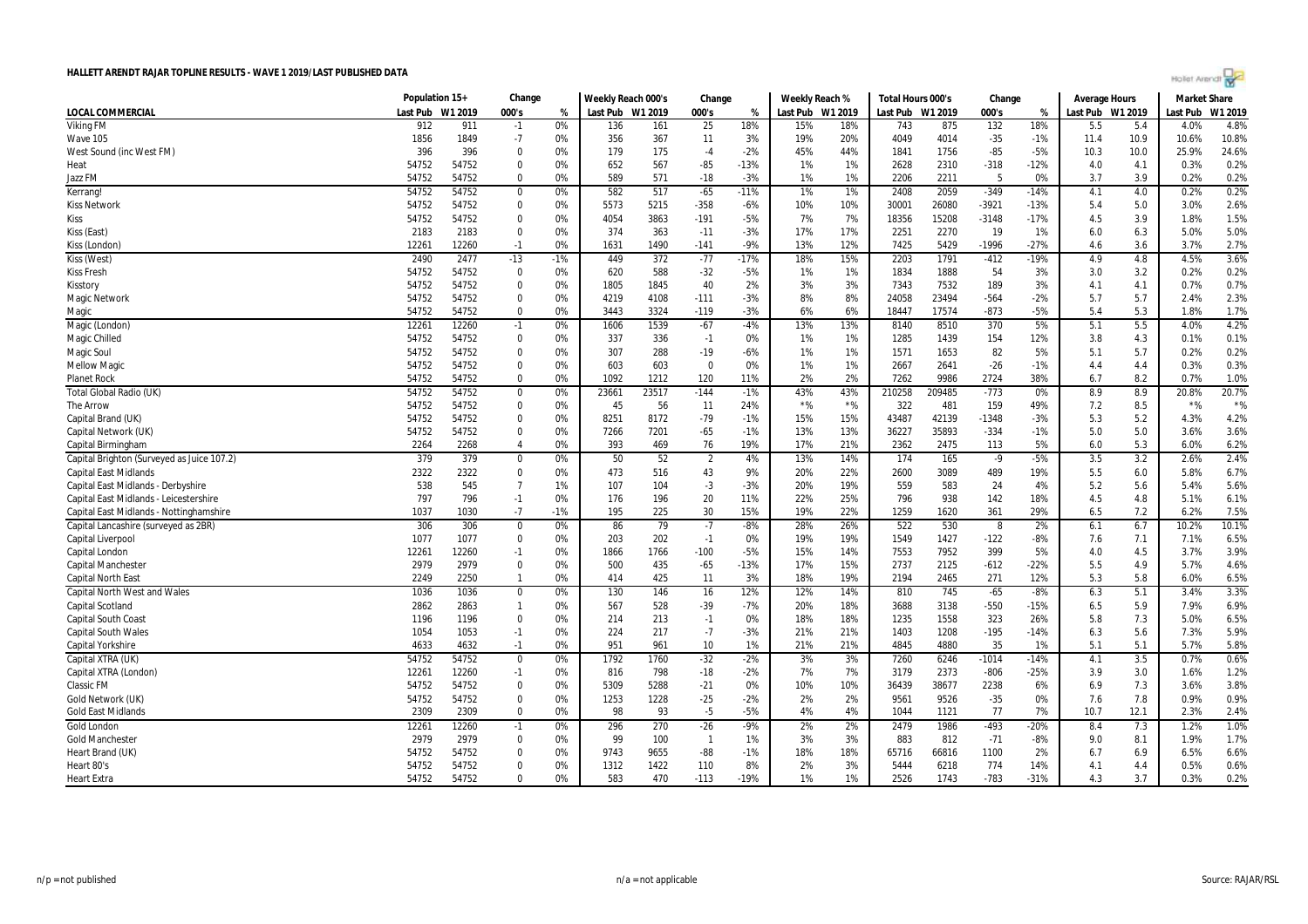# HALLETT ARENDT RAJAR TOPLINE RESULTS - WAVE 1 2019/LAST PUBLISHED DATA

| | Population 15+ | | Change | | Weekly Reach 000's | | Change | | Weekly Reach % | | Total Hours 000's | | Change | | Average Hours | | Market Share | |
|---|---|---|---|---|---|---|---|---|---|---|---|---|---|---|---|---|---|---|
| LOCAL COMMERCIAL | Last Pub | W1 2019 | 000's | % | Last Pub | W1 2019 | 000's | % | Last Pub | W1 2019 | Last Pub | W1 2019 | 000's | % | Last Pub | W1 2019 | Last Pub | W1 2019 |
| Viking FM | 912 | 911 | -1 | 0% | 136 | 161 | 25 | 18% | 15% | 18% | 743 | 875 | 132 | 18% | 5.5 | 5.4 | 4.0% | 4.8% |
| Wave 105 | 1856 | 1849 | -7 | 0% | 356 | 367 | 11 | 3% | 19% | 20% | 4049 | 4014 | -35 | -1% | 11.4 | 10.9 | 10.6% | 10.8% |
| West Sound (inc West FM) | 396 | 396 | 0 | 0% | 179 | 175 | -4 | -2% | 45% | 44% | 1841 | 1756 | -85 | -5% | 10.3 | 10.0 | 25.9% | 24.6% |
| Heat | 54752 | 54752 | 0 | 0% | 652 | 567 | -85 | -13% | 1% | 1% | 2628 | 2310 | -318 | -12% | 4.0 | 4.1 | 0.3% | 0.2% |
| Jazz FM | 54752 | 54752 | 0 | 0% | 589 | 571 | -18 | -3% | 1% | 1% | 2206 | 2211 | 5 | 0% | 3.7 | 3.9 | 0.2% | 0.2% |
| Kerrang! | 54752 | 54752 | 0 | 0% | 582 | 517 | -65 | -11% | 1% | 1% | 2408 | 2059 | -349 | -14% | 4.1 | 4.0 | 0.2% | 0.2% |
| Kiss Network | 54752 | 54752 | 0 | 0% | 5573 | 5215 | -358 | -6% | 10% | 10% | 30001 | 26080 | -3921 | -13% | 5.4 | 5.0 | 3.0% | 2.6% |
| Kiss | 54752 | 54752 | 0 | 0% | 4054 | 3863 | -191 | -5% | 7% | 7% | 18356 | 15208 | -3148 | -17% | 4.5 | 3.9 | 1.8% | 1.5% |
| Kiss (East) | 2183 | 2183 | 0 | 0% | 374 | 363 | -11 | -3% | 17% | 17% | 2251 | 2270 | 19 | 1% | 6.0 | 6.3 | 5.0% | 5.0% |
| Kiss (London) | 12261 | 12260 | -1 | 0% | 1631 | 1490 | -141 | -9% | 13% | 12% | 7425 | 5429 | -1996 | -27% | 4.6 | 3.6 | 3.7% | 2.7% |
| Kiss (West) | 2490 | 2477 | -13 | -1% | 449 | 372 | -77 | -17% | 18% | 15% | 2203 | 1791 | -412 | -19% | 4.9 | 4.8 | 4.5% | 3.6% |
| Kiss Fresh | 54752 | 54752 | 0 | 0% | 620 | 588 | -32 | -5% | 1% | 1% | 1834 | 1888 | 54 | 3% | 3.0 | 3.2 | 0.2% | 0.2% |
| Kisstory | 54752 | 54752 | 0 | 0% | 1805 | 1845 | 40 | 2% | 3% | 3% | 7343 | 7532 | 189 | 3% | 4.1 | 4.1 | 0.7% | 0.7% |
| Magic Network | 54752 | 54752 | 0 | 0% | 4219 | 4108 | -111 | -3% | 8% | 8% | 24058 | 23494 | -564 | -2% | 5.7 | 5.7 | 2.4% | 2.3% |
| Magic | 54752 | 54752 | 0 | 0% | 3443 | 3324 | -119 | -3% | 6% | 6% | 18447 | 17574 | -873 | -5% | 5.4 | 5.3 | 1.8% | 1.7% |
| Magic (London) | 12261 | 12260 | -1 | 0% | 1606 | 1539 | -67 | -4% | 13% | 13% | 8140 | 8510 | 370 | 5% | 5.1 | 5.5 | 4.0% | 4.2% |
| Magic Chilled | 54752 | 54752 | 0 | 0% | 337 | 336 | -1 | 0% | 1% | 1% | 1285 | 1439 | 154 | 12% | 3.8 | 4.3 | 0.1% | 0.1% |
| Magic Soul | 54752 | 54752 | 0 | 0% | 307 | 288 | -19 | -6% | 1% | 1% | 1571 | 1653 | 82 | 5% | 5.1 | 5.7 | 0.2% | 0.2% |
| Mellow Magic | 54752 | 54752 | 0 | 0% | 603 | 603 | 0 | 0% | 1% | 1% | 2667 | 2641 | -26 | -1% | 4.4 | 4.4 | 0.3% | 0.3% |
| Planet Rock | 54752 | 54752 | 0 | 0% | 1092 | 1212 | 120 | 11% | 2% | 2% | 7262 | 9986 | 2724 | 38% | 6.7 | 8.2 | 0.7% | 1.0% |
| Total Global Radio (UK) | 54752 | 54752 | 0 | 0% | 23661 | 23517 | -144 | -1% | 43% | 43% | 210258 | 209485 | -773 | 0% | 8.9 | 8.9 | 20.8% | 20.7% |
| The Arrow | 54752 | 54752 | 0 | 0% | 45 | 56 | 11 | 24% | *% | *% | 322 | 481 | 159 | 49% | 7.2 | 8.5 | *% | *% |
| Capital Brand (UK) | 54752 | 54752 | 0 | 0% | 8251 | 8172 | -79 | -1% | 15% | 15% | 43487 | 42139 | -1348 | -3% | 5.3 | 5.2 | 4.3% | 4.2% |
| Capital Network (UK) | 54752 | 54752 | 0 | 0% | 7266 | 7201 | -65 | -1% | 13% | 13% | 36227 | 35893 | -334 | -1% | 5.0 | 5.0 | 3.6% | 3.6% |
| Capital Birmingham | 2264 | 2268 | 4 | 0% | 393 | 469 | 76 | 19% | 17% | 21% | 2362 | 2475 | 113 | 5% | 6.0 | 5.3 | 6.0% | 6.2% |
| Capital Brighton (Surveyed as Juice 107.2) | 379 | 379 | 0 | 0% | 50 | 52 | 2 | 4% | 13% | 14% | 174 | 165 | -9 | -5% | 3.5 | 3.2 | 2.6% | 2.4% |
| Capital East Midlands | 2322 | 2322 | 0 | 0% | 473 | 516 | 43 | 9% | 20% | 22% | 2600 | 3089 | 489 | 19% | 5.5 | 6.0 | 5.8% | 6.7% |
| Capital East Midlands - Derbyshire | 538 | 545 | 7 | 1% | 107 | 104 | -3 | -3% | 20% | 19% | 559 | 583 | 24 | 4% | 5.2 | 5.6 | 5.4% | 5.6% |
| Capital East Midlands - Leicestershire | 797 | 796 | -1 | 0% | 176 | 196 | 20 | 11% | 22% | 25% | 796 | 938 | 142 | 18% | 4.5 | 4.8 | 5.1% | 6.1% |
| Capital East Midlands - Nottinghamshire | 1037 | 1030 | -7 | -1% | 195 | 225 | 30 | 15% | 19% | 22% | 1259 | 1620 | 361 | 29% | 6.5 | 7.2 | 6.2% | 7.5% |
| Capital Lancashire (surveyed as 2BR) | 306 | 306 | 0 | 0% | 86 | 79 | -7 | -8% | 28% | 26% | 522 | 530 | 8 | 2% | 6.1 | 6.7 | 10.2% | 10.1% |
| Capital Liverpool | 1077 | 1077 | 0 | 0% | 203 | 202 | -1 | 0% | 19% | 19% | 1549 | 1427 | -122 | -8% | 7.6 | 7.1 | 7.1% | 6.5% |
| Capital London | 12261 | 12260 | -1 | 0% | 1866 | 1766 | -100 | -5% | 15% | 14% | 7553 | 7952 | 399 | 5% | 4.0 | 4.5 | 3.7% | 3.9% |
| Capital Manchester | 2979 | 2979 | 0 | 0% | 500 | 435 | -65 | -13% | 17% | 15% | 2737 | 2125 | -612 | -22% | 5.5 | 4.9 | 5.7% | 4.6% |
| Capital North East | 2249 | 2250 | 1 | 0% | 414 | 425 | 11 | 3% | 18% | 19% | 2194 | 2465 | 271 | 12% | 5.3 | 5.8 | 6.0% | 6.5% |
| Capital North West and Wales | 1036 | 1036 | 0 | 0% | 130 | 146 | 16 | 12% | 12% | 14% | 810 | 745 | -65 | -8% | 6.3 | 5.1 | 3.4% | 3.3% |
| Capital Scotland | 2862 | 2863 | 1 | 0% | 567 | 528 | -39 | -7% | 20% | 18% | 3688 | 3138 | -550 | -15% | 6.5 | 5.9 | 7.9% | 6.9% |
| Capital South Coast | 1196 | 1196 | 0 | 0% | 214 | 213 | -1 | 0% | 18% | 18% | 1235 | 1558 | 323 | 26% | 5.8 | 7.3 | 5.0% | 6.5% |
| Capital South Wales | 1054 | 1053 | -1 | 0% | 224 | 217 | -7 | -3% | 21% | 21% | 1403 | 1208 | -195 | -14% | 6.3 | 5.6 | 7.3% | 5.9% |
| Capital Yorkshire | 4633 | 4632 | -1 | 0% | 951 | 961 | 10 | 1% | 21% | 21% | 4845 | 4880 | 35 | 1% | 5.1 | 5.1 | 5.7% | 5.8% |
| Capital XTRA (UK) | 54752 | 54752 | 0 | 0% | 1792 | 1760 | -32 | -2% | 3% | 3% | 7260 | 6246 | -1014 | -14% | 4.1 | 3.5 | 0.7% | 0.6% |
| Capital XTRA (London) | 12261 | 12260 | -1 | 0% | 816 | 798 | -18 | -2% | 7% | 7% | 3179 | 2373 | -806 | -25% | 3.9 | 3.0 | 1.6% | 1.2% |
| Classic FM | 54752 | 54752 | 0 | 0% | 5309 | 5288 | -21 | 0% | 10% | 10% | 36439 | 38677 | 2238 | 6% | 6.9 | 7.3 | 3.6% | 3.8% |
| Gold Network (UK) | 54752 | 54752 | 0 | 0% | 1253 | 1228 | -25 | -2% | 2% | 2% | 9561 | 9526 | -35 | 0% | 7.6 | 7.8 | 0.9% | 0.9% |
| Gold East Midlands | 2309 | 2309 | 0 | 0% | 98 | 93 | -5 | -5% | 4% | 4% | 1044 | 1121 | 77 | 7% | 10.7 | 12.1 | 2.3% | 2.4% |
| Gold London | 12261 | 12260 | -1 | 0% | 296 | 270 | -26 | -9% | 2% | 2% | 2479 | 1986 | -493 | -20% | 8.4 | 7.3 | 1.2% | 1.0% |
| Gold Manchester | 2979 | 2979 | 0 | 0% | 99 | 100 | 1 | 1% | 3% | 3% | 883 | 812 | -71 | -8% | 9.0 | 8.1 | 1.9% | 1.7% |
| Heart Brand (UK) | 54752 | 54752 | 0 | 0% | 9743 | 9655 | -88 | -1% | 18% | 18% | 65716 | 66816 | 1100 | 2% | 6.7 | 6.9 | 6.5% | 6.6% |
| Heart 80's | 54752 | 54752 | 0 | 0% | 1312 | 1422 | 110 | 8% | 2% | 3% | 5444 | 6218 | 774 | 14% | 4.1 | 4.4 | 0.5% | 0.6% |
| Heart Extra | 54752 | 54752 | 0 | 0% | 583 | 470 | -113 | -19% | 1% | 1% | 2526 | 1743 | -783 | -31% | 4.3 | 3.7 | 0.3% | 0.2% |

n/p = not published | n/a = not applicable | Source: RAJAR/RSL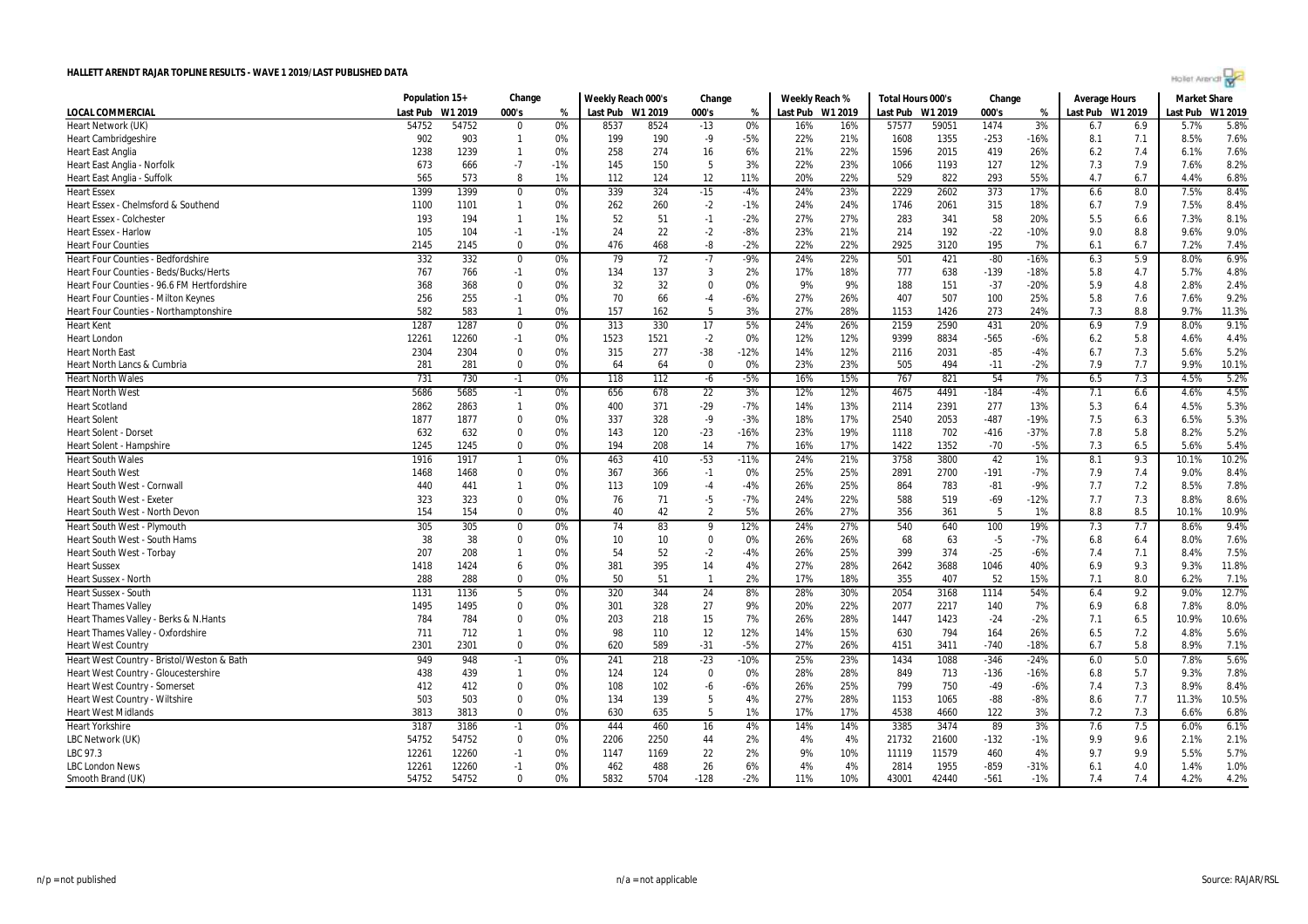# HALLETT ARENDT RAJAR TOPLINE RESULTS - WAVE 1 2019/LAST PUBLISHED DATA

| LOCAL COMMERCIAL | Population 15+ | | Change | | Weekly Reach 000's | | Change | | Weekly Reach % | | Total Hours 000's | | Change | | Average Hours | | Market Share | |
|---|---|---|---|---|---|---|---|---|---|---|---|---|---|---|---|---|---|---|
| | Last Pub | W1 2019 | 000's | % | Last Pub | W1 2019 | 000's | % | Last Pub | W1 2019 | Last Pub | W1 2019 | 000's | % | Last Pub | W1 2019 | Last Pub | W1 2019 |
| Heart Network (UK) | 54752 | 54752 | 0 | 0% | 8537 | 8524 | -13 | 0% | 16% | 16% | 57577 | 59051 | 1474 | 3% | 6.7 | 6.9 | 5.7% | 5.8% |
| Heart Cambridgeshire | 902 | 903 | 1 | 0% | 199 | 190 | -9 | -5% | 22% | 21% | 1608 | 1355 | -253 | -16% | 8.1 | 7.1 | 8.5% | 7.6% |
| Heart East Anglia | 1238 | 1239 | 1 | 0% | 258 | 274 | 16 | 6% | 21% | 22% | 1596 | 2015 | 419 | 26% | 6.2 | 7.4 | 6.1% | 7.6% |
| Heart East Anglia - Norfolk | 673 | 666 | -7 | -1% | 145 | 150 | 5 | 3% | 22% | 23% | 1066 | 1193 | 127 | 12% | 7.3 | 7.9 | 7.6% | 8.2% |
| Heart East Anglia - Suffolk | 565 | 573 | 8 | 1% | 112 | 124 | 12 | 11% | 20% | 22% | 529 | 822 | 293 | 55% | 4.7 | 6.7 | 4.4% | 6.8% |
| Heart Essex | 1399 | 1399 | 0 | 0% | 339 | 324 | -15 | -4% | 24% | 23% | 2229 | 2602 | 373 | 17% | 6.6 | 8.0 | 7.5% | 8.4% |
| Heart Essex - Chelmsford & Southend | 1100 | 1101 | 1 | 0% | 262 | 260 | -2 | -1% | 24% | 24% | 1746 | 2061 | 315 | 18% | 6.7 | 7.9 | 7.5% | 8.4% |
| Heart Essex - Colchester | 193 | 194 | 1 | 1% | 52 | 51 | -1 | -2% | 27% | 27% | 283 | 341 | 58 | 20% | 5.5 | 6.6 | 7.3% | 8.1% |
| Heart Essex - Harlow | 105 | 104 | -1 | -1% | 24 | 22 | -2 | -8% | 23% | 21% | 214 | 192 | -22 | -10% | 9.0 | 8.8 | 9.6% | 9.0% |
| Heart Four Counties | 2145 | 2145 | 0 | 0% | 476 | 468 | -8 | -2% | 22% | 22% | 2925 | 3120 | 195 | 7% | 6.1 | 6.7 | 7.2% | 7.4% |
| Heart Four Counties - Bedfordshire | 332 | 332 | 0 | 0% | 79 | 72 | -7 | -9% | 24% | 22% | 501 | 421 | -80 | -16% | 6.3 | 5.9 | 8.0% | 6.9% |
| Heart Four Counties - Beds/Bucks/Herts | 767 | 766 | -1 | 0% | 134 | 137 | 3 | 2% | 17% | 18% | 777 | 638 | -139 | -18% | 5.8 | 4.7 | 5.7% | 4.8% |
| Heart Four Counties - 96.6 FM Hertfordshire | 368 | 368 | 0 | 0% | 32 | 32 | 0 | 0% | 9% | 9% | 188 | 151 | -37 | -20% | 5.9 | 4.8 | 2.8% | 2.4% |
| Heart Four Counties - Milton Keynes | 256 | 255 | -1 | 0% | 70 | 66 | -4 | -6% | 27% | 26% | 407 | 507 | 100 | 25% | 5.8 | 7.6 | 7.6% | 9.2% |
| Heart Four Counties - Northamptonshire | 582 | 583 | 1 | 0% | 157 | 162 | 5 | 3% | 27% | 28% | 1153 | 1426 | 273 | 24% | 7.3 | 8.8 | 9.7% | 11.3% |
| Heart Kent | 1287 | 1287 | 0 | 0% | 313 | 330 | 17 | 5% | 24% | 26% | 2159 | 2590 | 431 | 20% | 6.9 | 7.9 | 8.0% | 9.1% |
| Heart London | 12261 | 12260 | -1 | 0% | 1523 | 1521 | -2 | 0% | 12% | 12% | 9399 | 8834 | -565 | -6% | 6.2 | 5.8 | 4.6% | 4.4% |
| Heart North East | 2304 | 2304 | 0 | 0% | 315 | 277 | -38 | -12% | 14% | 12% | 2116 | 2031 | -85 | -4% | 6.7 | 7.3 | 5.6% | 5.2% |
| Heart North Lancs & Cumbria | 281 | 281 | 0 | 0% | 64 | 64 | 0 | 0% | 23% | 23% | 505 | 494 | -11 | -2% | 7.9 | 7.7 | 9.9% | 10.1% |
| Heart North Wales | 731 | 730 | -1 | 0% | 118 | 112 | -6 | -5% | 16% | 15% | 767 | 821 | 54 | 7% | 6.5 | 7.3 | 4.5% | 5.2% |
| Heart North West | 5686 | 5685 | -1 | 0% | 656 | 678 | 22 | 3% | 12% | 12% | 4675 | 4491 | -184 | -4% | 7.1 | 6.6 | 4.6% | 4.5% |
| Heart Scotland | 2862 | 2863 | 1 | 0% | 400 | 371 | -29 | -7% | 14% | 13% | 2114 | 2391 | 277 | 13% | 5.3 | 6.4 | 4.5% | 5.3% |
| Heart Solent | 1877 | 1877 | 0 | 0% | 337 | 328 | -9 | -3% | 18% | 17% | 2540 | 2053 | -487 | -19% | 7.5 | 6.3 | 6.5% | 5.3% |
| Heart Solent - Dorset | 632 | 632 | 0 | 0% | 143 | 120 | -23 | -16% | 23% | 19% | 1118 | 702 | -416 | -37% | 7.8 | 5.8 | 8.2% | 5.2% |
| Heart Solent - Hampshire | 1245 | 1245 | 0 | 0% | 194 | 208 | 14 | 7% | 16% | 17% | 1422 | 1352 | -70 | -5% | 7.3 | 6.5 | 5.6% | 5.4% |
| Heart South Wales | 1916 | 1917 | 1 | 0% | 463 | 410 | -53 | -11% | 24% | 21% | 3758 | 3800 | 42 | 1% | 8.1 | 9.3 | 10.1% | 10.2% |
| Heart South West | 1468 | 1468 | 0 | 0% | 367 | 366 | -1 | 0% | 25% | 25% | 2891 | 2700 | -191 | -7% | 7.9 | 7.4 | 9.0% | 8.4% |
| Heart South West - Cornwall | 440 | 441 | 1 | 0% | 113 | 109 | -4 | -4% | 26% | 25% | 864 | 783 | -81 | -9% | 7.7 | 7.2 | 8.5% | 7.8% |
| Heart South West - Exeter | 323 | 323 | 0 | 0% | 76 | 71 | -5 | -7% | 24% | 22% | 588 | 519 | -69 | -12% | 7.7 | 7.3 | 8.8% | 8.6% |
| Heart South West - North Devon | 154 | 154 | 0 | 0% | 40 | 42 | 2 | 5% | 26% | 27% | 356 | 361 | 5 | 1% | 8.8 | 8.5 | 10.1% | 10.9% |
| Heart South West - Plymouth | 305 | 305 | 0 | 0% | 74 | 83 | 9 | 12% | 24% | 27% | 540 | 640 | 100 | 19% | 7.3 | 7.7 | 8.6% | 9.4% |
| Heart South West - South Hams | 38 | 38 | 0 | 0% | 10 | 10 | 0 | 0% | 26% | 26% | 68 | 63 | -5 | -7% | 6.8 | 6.4 | 8.0% | 7.6% |
| Heart South West - Torbay | 207 | 208 | 1 | 0% | 54 | 52 | -2 | -4% | 26% | 25% | 399 | 374 | -25 | -6% | 7.4 | 7.1 | 8.4% | 7.5% |
| Heart Sussex | 1418 | 1424 | 6 | 0% | 381 | 395 | 14 | 4% | 27% | 28% | 2642 | 3688 | 1046 | 40% | 6.9 | 9.3 | 9.3% | 11.8% |
| Heart Sussex - North | 288 | 288 | 0 | 0% | 50 | 51 | 1 | 2% | 17% | 18% | 355 | 407 | 52 | 15% | 7.1 | 8.0 | 6.2% | 7.1% |
| Heart Sussex - South | 1131 | 1136 | 5 | 0% | 320 | 344 | 24 | 8% | 28% | 30% | 2054 | 3168 | 1114 | 54% | 6.4 | 9.2 | 9.0% | 12.7% |
| Heart Thames Valley | 1495 | 1495 | 0 | 0% | 301 | 328 | 27 | 9% | 20% | 22% | 2077 | 2217 | 140 | 7% | 6.9 | 6.8 | 7.8% | 8.0% |
| Heart Thames Valley - Berks & N.Hants | 784 | 784 | 0 | 0% | 203 | 218 | 15 | 7% | 26% | 28% | 1447 | 1423 | -24 | -2% | 7.1 | 6.5 | 10.9% | 10.6% |
| Heart Thames Valley - Oxfordshire | 711 | 712 | 1 | 0% | 98 | 110 | 12 | 12% | 14% | 15% | 630 | 794 | 164 | 26% | 6.5 | 7.2 | 4.8% | 5.6% |
| Heart West Country | 2301 | 2301 | 0 | 0% | 620 | 589 | -31 | -5% | 27% | 26% | 4151 | 3411 | -740 | -18% | 6.7 | 5.8 | 8.9% | 7.1% |
| Heart West Country - Bristol/Weston & Bath | 949 | 948 | -1 | 0% | 241 | 218 | -23 | -10% | 25% | 23% | 1434 | 1088 | -346 | -24% | 6.0 | 5.0 | 7.8% | 5.6% |
| Heart West Country - Gloucestershire | 438 | 439 | 1 | 0% | 124 | 124 | 0 | 0% | 28% | 28% | 849 | 713 | -136 | -16% | 6.8 | 5.7 | 9.3% | 7.8% |
| Heart West Country - Somerset | 412 | 412 | 0 | 0% | 108 | 102 | -6 | -6% | 26% | 25% | 799 | 750 | -49 | -6% | 7.4 | 7.3 | 8.9% | 8.4% |
| Heart West Country - Wiltshire | 503 | 503 | 0 | 0% | 134 | 139 | 5 | 4% | 27% | 28% | 1153 | 1065 | -88 | -8% | 8.6 | 7.7 | 11.3% | 10.5% |
| Heart West Midlands | 3813 | 3813 | 0 | 0% | 630 | 635 | 5 | 1% | 17% | 17% | 4538 | 4660 | 122 | 3% | 7.2 | 7.3 | 6.6% | 6.8% |
| Heart Yorkshire | 3187 | 3186 | -1 | 0% | 444 | 460 | 16 | 4% | 14% | 14% | 3385 | 3474 | 89 | 3% | 7.6 | 7.5 | 6.0% | 6.1% |
| LBC Network (UK) | 54752 | 54752 | 0 | 0% | 2206 | 2250 | 44 | 2% | 4% | 4% | 21732 | 21600 | -132 | -1% | 9.9 | 9.6 | 2.1% | 2.1% |
| LBC 97.3 | 12261 | 12260 | -1 | 0% | 1147 | 1169 | 22 | 2% | 9% | 10% | 11119 | 11579 | 460 | 4% | 9.7 | 9.9 | 5.5% | 5.7% |
| LBC London News | 12261 | 12260 | -1 | 0% | 462 | 488 | 26 | 6% | 4% | 4% | 2814 | 1955 | -859 | -31% | 6.1 | 4.0 | 1.4% | 1.0% |
| Smooth Brand (UK) | 54752 | 54752 | 0 | 0% | 5832 | 5704 | -128 | -2% | 11% | 10% | 43001 | 42440 | -561 | -1% | 7.4 | 7.4 | 4.2% | 4.2% |

n/p = not published | n/a = not applicable | Source: RAJAR/RSL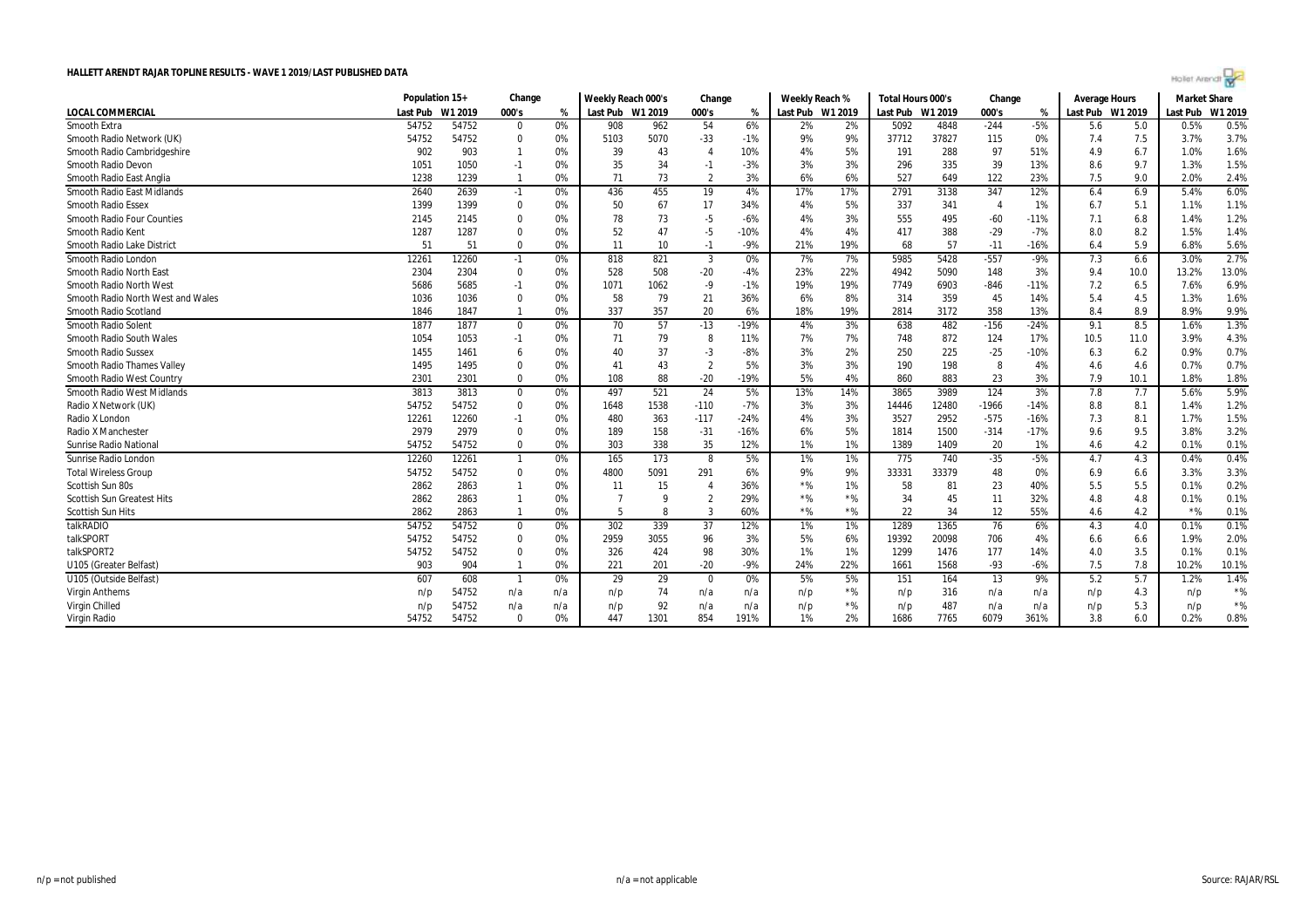# HALLETT ARENDT RAJAR TOPLINE RESULTS - WAVE 1 2019/LAST PUBLISHED DATA

| | Population 15+ | | Change | | Weekly Reach 000's | | Change | | Weekly Reach % | | Total Hours 000's | | Change | | Average Hours | | Market Share | |
|---|---|---|---|---|---|---|---|---|---|---|---|---|---|---|---|---|---|---|
| LOCAL COMMERCIAL | Last Pub | W1 2019 | 000's | % | Last Pub | W1 2019 | 000's | % | Last Pub | W1 2019 | Last Pub | W1 2019 | 000's | % | Last Pub | W1 2019 | Last Pub | W1 2019 |
| Smooth Extra | 54752 | 54752 | 0 | 0% | 908 | 962 | 54 | 6% | 2% | 2% | 5092 | 4848 | -244 | -5% | 5.6 | 5.0 | 0.5% | 0.5% |
| Smooth Radio Network (UK) | 54752 | 54752 | 0 | 0% | 5103 | 5070 | -33 | -1% | 9% | 9% | 37712 | 37827 | 115 | 0% | 7.4 | 7.5 | 3.7% | 3.7% |
| Smooth Radio Cambridgeshire | 902 | 903 | 1 | 0% | 39 | 43 | 4 | 10% | 4% | 5% | 191 | 288 | 97 | 51% | 4.9 | 6.7 | 1.0% | 1.6% |
| Smooth Radio Devon | 1051 | 1050 | -1 | 0% | 35 | 34 | -1 | -3% | 3% | 3% | 296 | 335 | 39 | 13% | 8.6 | 9.7 | 1.3% | 1.5% |
| Smooth Radio East Anglia | 1238 | 1239 | 1 | 0% | 71 | 73 | 2 | 3% | 6% | 6% | 527 | 649 | 122 | 23% | 7.5 | 9.0 | 2.0% | 2.4% |
| Smooth Radio East Midlands | 2640 | 2639 | -1 | 0% | 436 | 455 | 19 | 4% | 17% | 17% | 2791 | 3138 | 347 | 12% | 6.4 | 6.9 | 5.4% | 6.0% |
| Smooth Radio Essex | 1399 | 1399 | 0 | 0% | 50 | 67 | 17 | 34% | 4% | 5% | 337 | 341 | 4 | 1% | 6.7 | 5.1 | 1.1% | 1.1% |
| Smooth Radio Four Counties | 2145 | 2145 | 0 | 0% | 78 | 73 | -5 | -6% | 4% | 3% | 555 | 495 | -60 | -11% | 7.1 | 6.8 | 1.4% | 1.2% |
| Smooth Radio Kent | 1287 | 1287 | 0 | 0% | 52 | 47 | -5 | -10% | 4% | 4% | 417 | 388 | -29 | -7% | 8.0 | 8.2 | 1.5% | 1.4% |
| Smooth Radio Lake District | 51 | 51 | 0 | 0% | 11 | 10 | -1 | -9% | 21% | 19% | 68 | 57 | -11 | -16% | 6.4 | 5.9 | 6.8% | 5.6% |
| Smooth Radio London | 12261 | 12260 | -1 | 0% | 818 | 821 | 3 | 0% | 7% | 7% | 5985 | 5428 | -557 | -9% | 7.3 | 6.6 | 3.0% | 2.7% |
| Smooth Radio North East | 2304 | 2304 | 0 | 0% | 528 | 508 | -20 | -4% | 23% | 22% | 4942 | 5090 | 148 | 3% | 9.4 | 10.0 | 13.2% | 13.0% |
| Smooth Radio North West | 5686 | 5685 | -1 | 0% | 1071 | 1062 | -9 | -1% | 19% | 19% | 7749 | 6903 | -846 | -11% | 7.2 | 6.5 | 7.6% | 6.9% |
| Smooth Radio North West and Wales | 1036 | 1036 | 0 | 0% | 58 | 79 | 21 | 36% | 6% | 8% | 314 | 359 | 45 | 14% | 5.4 | 4.5 | 1.3% | 1.6% |
| Smooth Radio Scotland | 1846 | 1847 | 1 | 0% | 337 | 357 | 20 | 6% | 18% | 19% | 2814 | 3172 | 358 | 13% | 8.4 | 8.9 | 8.9% | 9.9% |
| Smooth Radio Solent | 1877 | 1877 | 0 | 0% | 70 | 57 | -13 | -19% | 4% | 3% | 638 | 482 | -156 | -24% | 9.1 | 8.5 | 1.6% | 1.3% |
| Smooth Radio South Wales | 1054 | 1053 | -1 | 0% | 71 | 79 | 8 | 11% | 7% | 7% | 748 | 872 | 124 | 17% | 10.5 | 11.0 | 3.9% | 4.3% |
| Smooth Radio Sussex | 1455 | 1461 | 6 | 0% | 40 | 37 | -3 | -8% | 3% | 2% | 250 | 225 | -25 | -10% | 6.3 | 6.2 | 0.9% | 0.7% |
| Smooth Radio Thames Valley | 1495 | 1495 | 0 | 0% | 41 | 43 | 2 | 5% | 3% | 3% | 190 | 198 | 8 | 4% | 4.6 | 4.6 | 0.7% | 0.7% |
| Smooth Radio West Country | 2301 | 2301 | 0 | 0% | 108 | 88 | -20 | -19% | 5% | 4% | 860 | 883 | 23 | 3% | 7.9 | 10.1 | 1.8% | 1.8% |
| Smooth Radio West Midlands | 3813 | 3813 | 0 | 0% | 497 | 521 | 24 | 5% | 13% | 14% | 3865 | 3989 | 124 | 3% | 7.8 | 7.7 | 5.6% | 5.9% |
| Radio X Network (UK) | 54752 | 54752 | 0 | 0% | 1648 | 1538 | -110 | -7% | 3% | 3% | 14446 | 12480 | -1966 | -14% | 8.8 | 8.1 | 1.4% | 1.2% |
| Radio X London | 12261 | 12260 | -1 | 0% | 480 | 363 | -117 | -24% | 4% | 3% | 3527 | 2952 | -575 | -16% | 7.3 | 8.1 | 1.7% | 1.5% |
| Radio X Manchester | 2979 | 2979 | 0 | 0% | 189 | 158 | -31 | -16% | 6% | 5% | 1814 | 1500 | -314 | -17% | 9.6 | 9.5 | 3.8% | 3.2% |
| Sunrise Radio National | 54752 | 54752 | 0 | 0% | 303 | 338 | 35 | 12% | 1% | 1% | 1389 | 1409 | 20 | 1% | 4.6 | 4.2 | 0.1% | 0.1% |
| Sunrise Radio London | 12260 | 12261 | 1 | 0% | 165 | 173 | 8 | 5% | 1% | 1% | 775 | 740 | -35 | -5% | 4.7 | 4.3 | 0.4% | 0.4% |
| Total Wireless Group | 54752 | 54752 | 0 | 0% | 4800 | 5091 | 291 | 6% | 9% | 9% | 33331 | 33379 | 48 | 0% | 6.9 | 6.6 | 3.3% | 3.3% |
| Scottish Sun 80s | 2862 | 2863 | 1 | 0% | 11 | 15 | 4 | 36% | *% | 1% | 58 | 81 | 23 | 40% | 5.5 | 5.5 | 0.1% | 0.2% |
| Scottish Sun Greatest Hits | 2862 | 2863 | 1 | 0% | 7 | 9 | 2 | 29% | *% | *% | 34 | 45 | 11 | 32% | 4.8 | 4.8 | 0.1% | 0.1% |
| Scottish Sun Hits | 2862 | 2863 | 1 | 0% | 5 | 8 | 3 | 60% | *% | *% | 22 | 34 | 12 | 55% | 4.6 | 4.2 | *% | 0.1% |
| talkRADIO | 54752 | 54752 | 0 | 0% | 302 | 339 | 37 | 12% | 1% | 1% | 1289 | 1365 | 76 | 6% | 4.3 | 4.0 | 0.1% | 0.1% |
| talkSPORT | 54752 | 54752 | 0 | 0% | 2959 | 3055 | 96 | 3% | 5% | 6% | 19392 | 20098 | 706 | 4% | 6.6 | 6.6 | 1.9% | 2.0% |
| talkSPORT2 | 54752 | 54752 | 0 | 0% | 326 | 424 | 98 | 30% | 1% | 1% | 1299 | 1476 | 177 | 14% | 4.0 | 3.5 | 0.1% | 0.1% |
| U105 (Greater Belfast) | 903 | 904 | 1 | 0% | 221 | 201 | -20 | -9% | 24% | 22% | 1661 | 1568 | -93 | -6% | 7.5 | 7.8 | 10.2% | 10.1% |
| U105 (Outside Belfast) | 607 | 608 | 1 | 0% | 29 | 29 | 0 | 0% | 5% | 5% | 151 | 164 | 13 | 9% | 5.2 | 5.7 | 1.2% | 1.4% |
| Virgin Anthems | n/p | 54752 | n/a | n/a | n/p | 74 | n/a | n/a | n/p | *% | n/p | 316 | n/a | n/a | n/p | 4.3 | n/p | *% |
| Virgin Chilled | n/p | 54752 | n/a | n/a | n/p | 92 | n/a | n/a | n/p | *% | n/p | 487 | n/a | n/a | n/p | 5.3 | n/p | *% |
| Virgin Radio | 54752 | 54752 | 0 | 0% | 447 | 1301 | 854 | 191% | 1% | 2% | 1686 | 7765 | 6079 | 361% | 3.8 | 6.0 | 0.2% | 0.8% |

n/p = not published    n/a = not applicable    Source: RAJAR/RSL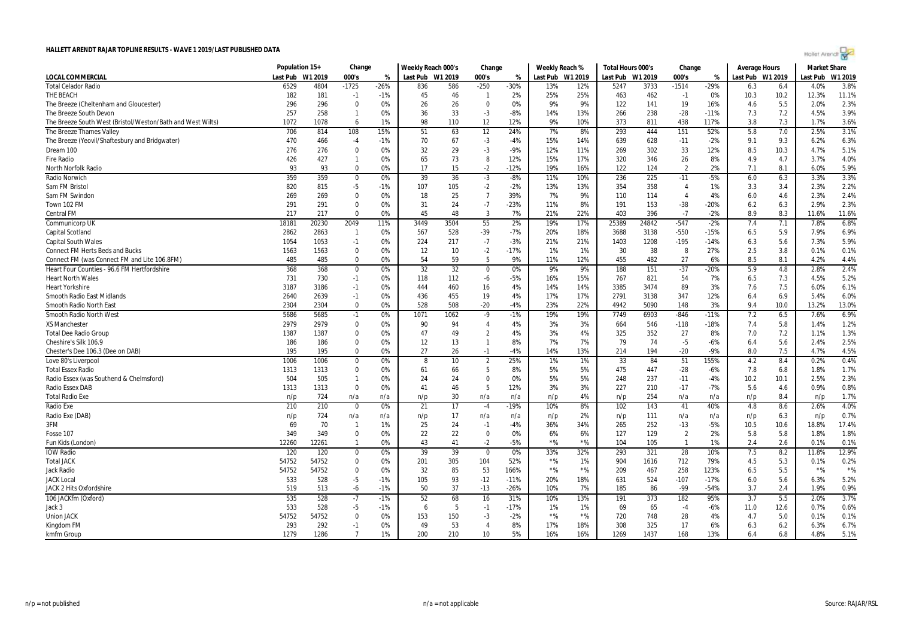# HALLETT ARENDT RAJAR TOPLINE RESULTS - WAVE 1 2019/LAST PUBLISHED DATA

| LOCAL COMMERCIAL | Population 15+ | | Change | | Weekly Reach 000's | | Change | | Weekly Reach % | | Total Hours 000's | | Change | | Average Hours | | Market Share | |
|---|---|---|---|---|---|---|---|---|---|---|---|---|---|---|---|---|---|---|
| | Last Pub | W1 2019 | 000's | % | Last Pub | W1 2019 | 000's | % | Last Pub | W1 2019 | Last Pub | W1 2019 | 000's | % | Last Pub | W1 2019 | Last Pub | W1 2019 |
| Total Celador Radio | 6529 | 4804 | -1725 | -26% | 836 | 586 | -250 | -30% | 13% | 12% | 5247 | 3733 | -1514 | -29% | 6.3 | 6.4 | 4.0% | 3.8% |
| THE BEACH | 182 | 181 | -1 | -1% | 45 | 46 | 1 | 2% | 25% | 25% | 463 | 462 | -1 | 0% | 10.3 | 10.2 | 12.3% | 11.1% |
| The Breeze (Cheltenham and Gloucester) | 296 | 296 | 0 | 0% | 26 | 26 | 0 | 0% | 9% | 9% | 122 | 141 | 19 | 16% | 4.6 | 5.5 | 2.0% | 2.3% |
| The Breeze South Devon | 257 | 258 | 1 | 0% | 36 | 33 | -3 | -8% | 14% | 13% | 266 | 238 | -28 | -11% | 7.3 | 7.2 | 4.5% | 3.9% |
| The Breeze South West (Bristol/Weston/Bath and West Wilts) | 1072 | 1078 | 6 | 1% | 98 | 110 | 12 | 12% | 9% | 10% | 373 | 811 | 438 | 117% | 3.8 | 7.3 | 1.7% | 3.6% |
| The Breeze Thames Valley | 706 | 814 | 108 | 15% | 51 | 63 | 12 | 24% | 7% | 8% | 293 | 444 | 151 | 52% | 5.8 | 7.0 | 2.5% | 3.1% |
| The Breeze (Yeovil/Shaftesbury and Bridgwater) | 470 | 466 | -4 | -1% | 70 | 67 | -3 | -4% | 15% | 14% | 639 | 628 | -11 | -2% | 9.1 | 9.3 | 6.2% | 6.3% |
| Dream 100 | 276 | 276 | 0 | 0% | 32 | 29 | -3 | -9% | 12% | 11% | 269 | 302 | 33 | 12% | 8.5 | 10.3 | 4.7% | 5.1% |
| Fire Radio | 426 | 427 | 1 | 0% | 65 | 73 | 8 | 12% | 15% | 17% | 320 | 346 | 26 | 8% | 4.9 | 4.7 | 3.7% | 4.0% |
| North Norfolk Radio | 93 | 93 | 0 | 0% | 17 | 15 | -2 | -12% | 19% | 16% | 122 | 124 | 2 | 2% | 7.1 | 8.1 | 6.0% | 5.9% |
| Radio Norwich | 359 | 359 | 0 | 0% | 39 | 36 | -3 | -8% | 11% | 10% | 236 | 225 | -11 | -5% | 6.0 | 6.3 | 3.3% | 3.3% |
| Sam FM Bristol | 820 | 815 | -5 | -1% | 107 | 105 | -2 | -2% | 13% | 13% | 354 | 358 | 4 | 1% | 3.3 | 3.4 | 2.3% | 2.2% |
| Sam FM Swindon | 269 | 269 | 0 | 0% | 18 | 25 | 7 | 39% | 7% | 9% | 110 | 114 | 4 | 4% | 6.0 | 4.6 | 2.3% | 2.4% |
| Town 102 FM | 291 | 291 | 0 | 0% | 31 | 24 | -7 | -23% | 11% | 8% | 191 | 153 | -38 | -20% | 6.2 | 6.3 | 2.9% | 2.3% |
| Central FM | 217 | 217 | 0 | 0% | 45 | 48 | 3 | 7% | 21% | 22% | 403 | 396 | -7 | -2% | 8.9 | 8.3 | 11.6% | 11.6% |
| Communicorp UK | 18181 | 20230 | 2049 | 11% | 3449 | 3504 | 55 | 2% | 19% | 17% | 25389 | 24842 | -547 | -2% | 7.4 | 7.1 | 7.8% | 6.8% |
| Capital Scotland | 2862 | 2863 | 1 | 0% | 567 | 528 | -39 | -7% | 20% | 18% | 3688 | 3138 | -550 | -15% | 6.5 | 5.9 | 7.9% | 6.9% |
| Capital South Wales | 1054 | 1053 | -1 | 0% | 224 | 217 | -7 | -3% | 21% | 21% | 1403 | 1208 | -195 | -14% | 6.3 | 5.6 | 7.3% | 5.9% |
| Connect FM Herts Beds and Bucks | 1563 | 1563 | 0 | 0% | 12 | 10 | -2 | -17% | 1% | 1% | 30 | 38 | 8 | 27% | 2.5 | 3.8 | 0.1% | 0.1% |
| Connect FM (was Connect FM and Lite 106.8FM) | 485 | 485 | 0 | 0% | 54 | 59 | 5 | 9% | 11% | 12% | 455 | 482 | 27 | 6% | 8.5 | 8.1 | 4.2% | 4.4% |
| Heart Four Counties - 96.6 FM Hertfordshire | 368 | 368 | 0 | 0% | 32 | 32 | 0 | 0% | 9% | 9% | 188 | 151 | -37 | -20% | 5.9 | 4.8 | 2.8% | 2.4% |
| Heart North Wales | 731 | 730 | -1 | 0% | 118 | 112 | -6 | -5% | 16% | 15% | 767 | 821 | 54 | 7% | 6.5 | 7.3 | 4.5% | 5.2% |
| Heart Yorkshire | 3187 | 3186 | -1 | 0% | 444 | 460 | 16 | 4% | 14% | 14% | 3385 | 3474 | 89 | 3% | 7.6 | 7.5 | 6.0% | 6.1% |
| Smooth Radio East Midlands | 2640 | 2639 | -1 | 0% | 436 | 455 | 19 | 4% | 17% | 17% | 2791 | 3138 | 347 | 12% | 6.4 | 6.9 | 5.4% | 6.0% |
| Smooth Radio North East | 2304 | 2304 | 0 | 0% | 528 | 508 | -20 | -4% | 23% | 22% | 4942 | 5090 | 148 | 3% | 9.4 | 10.0 | 13.2% | 13.0% |
| Smooth Radio North West | 5686 | 5685 | -1 | 0% | 1071 | 1062 | -9 | -1% | 19% | 19% | 7749 | 6903 | -846 | -11% | 7.2 | 6.5 | 7.6% | 6.9% |
| XS Manchester | 2979 | 2979 | 0 | 0% | 90 | 94 | 4 | 4% | 3% | 3% | 664 | 546 | -118 | -18% | 7.4 | 5.8 | 1.4% | 1.2% |
| Total Dee Radio Group | 1387 | 1387 | 0 | 0% | 47 | 49 | 2 | 4% | 3% | 4% | 325 | 352 | 27 | 8% | 7.0 | 7.2 | 1.1% | 1.3% |
| Cheshire's Silk 106.9 | 186 | 186 | 0 | 0% | 12 | 13 | 1 | 8% | 7% | 7% | 79 | 74 | -5 | -6% | 6.4 | 5.6 | 2.4% | 2.5% |
| Chester's Dee 106.3 (Dee on DAB) | 195 | 195 | 0 | 0% | 27 | 26 | -1 | -4% | 14% | 13% | 214 | 194 | -20 | -9% | 8.0 | 7.5 | 4.7% | 4.5% |
| Love 80's Liverpool | 1006 | 1006 | 0 | 0% | 8 | 10 | 2 | 25% | 1% | 1% | 33 | 84 | 51 | 155% | 4.2 | 8.4 | 0.2% | 0.4% |
| Total Essex Radio | 1313 | 1313 | 0 | 0% | 61 | 66 | 5 | 8% | 5% | 5% | 475 | 447 | -28 | -6% | 7.8 | 6.8 | 1.8% | 1.7% |
| Radio Essex (was Southend & Chelmsford) | 504 | 505 | 1 | 0% | 24 | 24 | 0 | 0% | 5% | 5% | 248 | 237 | -11 | -4% | 10.2 | 10.1 | 2.5% | 2.3% |
| Radio Essex DAB | 1313 | 1313 | 0 | 0% | 41 | 46 | 5 | 12% | 3% | 3% | 227 | 210 | -17 | -7% | 5.6 | 4.6 | 0.9% | 0.8% |
| Total Radio Exe | n/p | 724 | n/a | n/a | n/p | 30 | n/a | n/a | n/p | 4% | n/p | 254 | n/a | n/a | n/p | 8.4 | n/p | 1.7% |
| Radio Exe | 210 | 210 | 0 | 0% | 21 | 17 | -4 | -19% | 10% | 8% | 102 | 143 | 41 | 40% | 4.8 | 8.6 | 2.6% | 4.0% |
| Radio Exe (DAB) | n/p | 724 | n/a | n/a | n/p | 17 | n/a | n/a | n/p | 2% | n/p | 111 | n/a | n/a | n/p | 6.3 | n/p | 0.7% |
| 3FM | 69 | 70 | 1 | 1% | 25 | 24 | -1 | -4% | 36% | 34% | 265 | 252 | -13 | -5% | 10.5 | 10.6 | 18.8% | 17.4% |
| Fosse 107 | 349 | 349 | 0 | 0% | 22 | 22 | 0 | 0% | 6% | 6% | 127 | 129 | 2 | 2% | 5.8 | 5.8 | 1.8% | 1.8% |
| Fun Kids (London) | 12260 | 12261 | 1 | 0% | 43 | 41 | -2 | -5% | *% | *% | 104 | 105 | 1 | 1% | 2.4 | 2.6 | 0.1% | 0.1% |
| IOW Radio | 120 | 120 | 0 | 0% | 39 | 39 | 0 | 0% | 33% | 32% | 293 | 321 | 28 | 10% | 7.5 | 8.2 | 11.8% | 12.9% |
| Total JACK | 54752 | 54752 | 0 | 0% | 201 | 305 | 104 | 52% | *% | 1% | 904 | 1616 | 712 | 79% | 4.5 | 5.3 | 0.1% | 0.2% |
| Jack Radio | 54752 | 54752 | 0 | 0% | 32 | 85 | 53 | 166% | *% | *% | 209 | 467 | 258 | 123% | 6.5 | 5.5 | *% | *% |
| JACK Local | 533 | 528 | -5 | -1% | 105 | 93 | -12 | -11% | 20% | 18% | 631 | 524 | -107 | -17% | 6.0 | 5.6 | 6.3% | 5.2% |
| JACK 2 Hits Oxfordshire | 519 | 513 | -6 | -1% | 50 | 37 | -13 | -26% | 10% | 7% | 185 | 86 | -99 | -54% | 3.7 | 2.4 | 1.9% | 0.9% |
| 106 JACKfm (Oxford) | 535 | 528 | -7 | -1% | 52 | 68 | 16 | 31% | 10% | 13% | 191 | 373 | 182 | 95% | 3.7 | 5.5 | 2.0% | 3.7% |
| Jack 3 | 533 | 528 | -5 | -1% | 6 | 5 | -1 | -17% | 1% | 1% | 69 | 65 | -4 | -6% | 11.0 | 12.6 | 0.7% | 0.6% |
| Union JACK | 54752 | 54752 | 0 | 0% | 153 | 150 | -3 | -2% | *% | *% | 720 | 748 | 28 | 4% | 4.7 | 5.0 | 0.1% | 0.1% |
| Kingdom FM | 293 | 292 | -1 | 0% | 49 | 53 | 4 | 8% | 17% | 18% | 308 | 325 | 17 | 6% | 6.3 | 6.2 | 6.3% | 6.7% |
| kmfm Group | 1279 | 1286 | 7 | 1% | 200 | 210 | 10 | 5% | 16% | 16% | 1269 | 1437 | 168 | 13% | 6.4 | 6.8 | 4.8% | 5.1% |

n/p = not published        n/a = not applicable        Source: RAJAR/RSL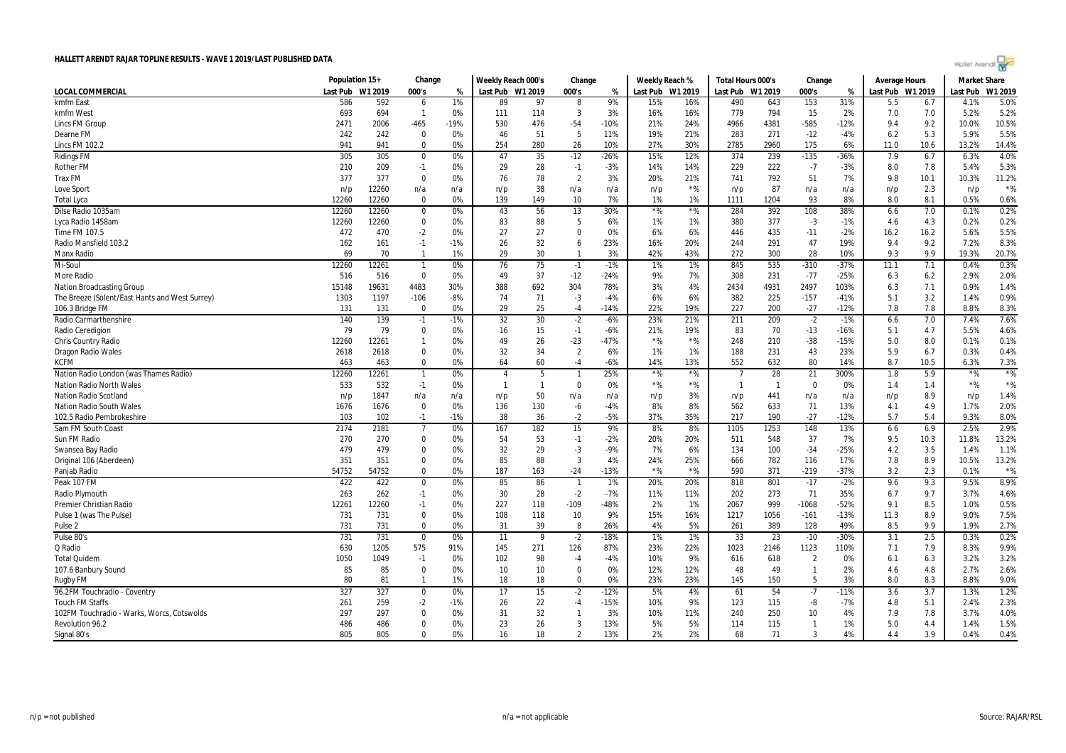# HALLETT ARENDT RAJAR TOPLINE RESULTS - WAVE 1 2019/LAST PUBLISHED DATA

| LOCAL COMMERCIAL | Population 15+ | | Change | | Weekly Reach 000's | | Change | | Weekly Reach % | | Total Hours 000's | | Change | | Average Hours | | Market Share | |
|---|---|---|---|---|---|---|---|---|---|---|---|---|---|---|---|---|---|---|
| | Last Pub | W1 2019 | 000's | % | Last Pub | W1 2019 | 000's | % | Last Pub | W1 2019 | Last Pub | W1 2019 | 000's | % | Last Pub | W1 2019 | Last Pub | W1 2019 |
| kmfm East | 586 | 592 | 6 | 1% | 89 | 97 | 8 | 9% | 15% | 16% | 490 | 643 | 153 | 31% | 5.5 | 6.7 | 4.1% | 5.0% |
| kmfm West | 693 | 694 | 1 | 0% | 111 | 114 | 3 | 3% | 16% | 16% | 779 | 794 | 15 | 2% | 7.0 | 7.0 | 5.2% | 5.2% |
| Lincs FM Group | 2471 | 2006 | -465 | -19% | 530 | 476 | -54 | -10% | 21% | 24% | 4966 | 4381 | -585 | -12% | 9.4 | 9.2 | 10.0% | 10.5% |
| Dearne FM | 242 | 242 | 0 | 0% | 46 | 51 | 5 | 11% | 19% | 21% | 283 | 271 | -12 | -4% | 6.2 | 5.3 | 5.9% | 5.5% |
| Lincs FM 102.2 | 941 | 941 | 0 | 0% | 254 | 280 | 26 | 10% | 27% | 30% | 2785 | 2960 | 175 | 6% | 11.0 | 10.6 | 13.2% | 14.4% |
| Ridings FM | 305 | 305 | 0 | 0% | 47 | 35 | -12 | -26% | 15% | 12% | 374 | 239 | -135 | -36% | 7.9 | 6.7 | 6.3% | 4.0% |
| Rother FM | 210 | 209 | -1 | 0% | 29 | 28 | -1 | -3% | 14% | 14% | 229 | 222 | -7 | -3% | 8.0 | 7.8 | 5.4% | 5.3% |
| Trax FM | 377 | 377 | 0 | 0% | 76 | 78 | 2 | 3% | 20% | 21% | 741 | 792 | 51 | 7% | 9.8 | 10.1 | 10.3% | 11.2% |
| Love Sport | n/p | 12260 | n/a | n/a | n/p | 38 | n/a | n/a | n/p | *% | n/p | 87 | n/a | n/a | n/p | 2.3 | n/p | *% |
| Total Lyca | 12260 | 12260 | 0 | 0% | 139 | 149 | 10 | 7% | 1% | 1% | 1111 | 1204 | 93 | 8% | 8.0 | 8.1 | 0.5% | 0.6% |
| Dilse Radio 1035am | 12260 | 12260 | 0 | 0% | 43 | 56 | 13 | 30% | *% | *% | 284 | 392 | 108 | 38% | 6.6 | 7.0 | 0.1% | 0.2% |
| Lyca Radio 1458am | 12260 | 12260 | 0 | 0% | 83 | 88 | 5 | 6% | 1% | 1% | 380 | 377 | -3 | -1% | 4.6 | 4.3 | 0.2% | 0.2% |
| Time FM 107.5 | 472 | 470 | -2 | 0% | 27 | 27 | 0 | 0% | 6% | 6% | 446 | 435 | -11 | -2% | 16.2 | 16.2 | 5.6% | 5.5% |
| Radio Mansfield 103.2 | 162 | 161 | -1 | -1% | 26 | 32 | 6 | 23% | 16% | 20% | 244 | 291 | 47 | 19% | 9.4 | 9.2 | 7.2% | 8.3% |
| Manx Radio | 69 | 70 | 1 | 1% | 29 | 30 | 1 | 3% | 42% | 43% | 272 | 300 | 28 | 10% | 9.3 | 9.9 | 19.3% | 20.7% |
| Mi-Soul | 12260 | 12261 | 1 | 0% | 76 | 75 | -1 | -1% | 1% | 1% | 845 | 535 | -310 | -37% | 11.1 | 7.1 | 0.4% | 0.3% |
| More Radio | 516 | 516 | 0 | 0% | 49 | 37 | -12 | -24% | 9% | 7% | 308 | 231 | -77 | -25% | 6.3 | 6.2 | 2.9% | 2.0% |
| Nation Broadcasting Group | 15148 | 19631 | 4483 | 30% | 388 | 692 | 304 | 78% | 3% | 4% | 2434 | 4931 | 2497 | 103% | 6.3 | 7.1 | 0.9% | 1.4% |
| The Breeze (Solent/East Hants and West Surrey) | 1303 | 1197 | -106 | -8% | 74 | 71 | -3 | -4% | 6% | 6% | 382 | 225 | -157 | -41% | 5.1 | 3.2 | 1.4% | 0.9% |
| 106.3 Bridge FM | 131 | 131 | 0 | 0% | 29 | 25 | -4 | -14% | 22% | 19% | 227 | 200 | -27 | -12% | 7.8 | 7.8 | 8.8% | 8.3% |
| Radio Carmarthenshire | 140 | 139 | -1 | -1% | 32 | 30 | -2 | -6% | 23% | 21% | 211 | 209 | -2 | -1% | 6.6 | 7.0 | 7.4% | 7.6% |
| Radio Ceredigion | 79 | 79 | 0 | 0% | 16 | 15 | -1 | -6% | 21% | 19% | 83 | 70 | -13 | -16% | 5.1 | 4.7 | 5.5% | 4.6% |
| Chris Country Radio | 12260 | 12261 | 1 | 0% | 49 | 26 | -23 | -47% | *% | *% | 248 | 210 | -38 | -15% | 5.0 | 8.0 | 0.1% | 0.1% |
| Dragon Radio Wales | 2618 | 2618 | 0 | 0% | 32 | 34 | 2 | 6% | 1% | 1% | 188 | 231 | 43 | 23% | 5.9 | 6.7 | 0.3% | 0.4% |
| KCFM | 463 | 463 | 0 | 0% | 64 | 60 | -4 | -6% | 14% | 13% | 552 | 632 | 80 | 14% | 8.7 | 10.5 | 6.3% | 7.3% |
| Nation Radio London (was Thames Radio) | 12260 | 12261 | 1 | 0% | 4 | 5 | 1 | 25% | *% | *% | 7 | 28 | 21 | 300% | 1.8 | 5.9 | *% | *% |
| Nation Radio North Wales | 533 | 532 | -1 | 0% | 1 | 1 | 0 | 0% | *% | *% | 1 | 1 | 0 | 0% | 1.4 | 1.4 | *% | *% |
| Nation Radio Scotland | n/p | 1847 | n/a | n/a | n/p | 50 | n/a | n/a | n/p | 3% | n/p | 441 | n/a | n/a | n/p | 8.9 | n/p | 1.4% |
| Nation Radio South Wales | 1676 | 1676 | 0 | 0% | 136 | 130 | -6 | -4% | 8% | 8% | 562 | 633 | 71 | 13% | 4.1 | 4.9 | 1.7% | 2.0% |
| 102.5 Radio Pembrokeshire | 103 | 102 | -1 | -1% | 38 | 36 | -2 | -5% | 37% | 35% | 217 | 190 | -27 | -12% | 5.7 | 5.4 | 9.3% | 8.0% |
| Sam FM South Coast | 2174 | 2181 | 7 | 0% | 167 | 182 | 15 | 9% | 8% | 8% | 1105 | 1253 | 148 | 13% | 6.6 | 6.9 | 2.5% | 2.9% |
| Sun FM Radio | 270 | 270 | 0 | 0% | 54 | 53 | -1 | -2% | 20% | 20% | 511 | 548 | 37 | 7% | 9.5 | 10.3 | 11.8% | 13.2% |
| Swansea Bay Radio | 479 | 479 | 0 | 0% | 32 | 29 | -3 | -9% | 7% | 6% | 134 | 100 | -34 | -25% | 4.2 | 3.5 | 1.4% | 1.1% |
| Original 106 (Aberdeen) | 351 | 351 | 0 | 0% | 85 | 88 | 3 | 4% | 24% | 25% | 666 | 782 | 116 | 17% | 7.8 | 8.9 | 10.5% | 13.2% |
| Panjab Radio | 54752 | 54752 | 0 | 0% | 187 | 163 | -24 | -13% | *% | *% | 590 | 371 | -219 | -37% | 3.2 | 2.3 | 0.1% | *% |
| Peak 107 FM | 422 | 422 | 0 | 0% | 85 | 86 | 1 | 1% | 20% | 20% | 818 | 801 | -17 | -2% | 9.6 | 9.3 | 9.5% | 8.9% |
| Radio Plymouth | 263 | 262 | -1 | 0% | 30 | 28 | -2 | -7% | 11% | 11% | 202 | 273 | 71 | 35% | 6.7 | 9.7 | 3.7% | 4.6% |
| Premier Christian Radio | 12261 | 12260 | -1 | 0% | 227 | 118 | -109 | -48% | 2% | 1% | 2067 | 999 | -1068 | -52% | 9.1 | 8.5 | 1.0% | 0.5% |
| Pulse 1 (was The Pulse) | 731 | 731 | 0 | 0% | 108 | 118 | 10 | 9% | 15% | 16% | 1217 | 1056 | -161 | -13% | 11.3 | 8.9 | 9.0% | 7.5% |
| Pulse 2 | 731 | 731 | 0 | 0% | 31 | 39 | 8 | 26% | 4% | 5% | 261 | 389 | 128 | 49% | 8.5 | 9.9 | 1.9% | 2.7% |
| Pulse 80's | 731 | 731 | 0 | 0% | 11 | 9 | -2 | -18% | 1% | 1% | 33 | 23 | -10 | -30% | 3.1 | 2.5 | 0.3% | 0.2% |
| Q Radio | 630 | 1205 | 575 | 91% | 145 | 271 | 126 | 87% | 23% | 22% | 1023 | 2146 | 1123 | 110% | 7.1 | 7.9 | 8.3% | 9.9% |
| Total Quidem | 1050 | 1049 | -1 | 0% | 102 | 98 | -4 | -4% | 10% | 9% | 616 | 618 | 2 | 0% | 6.1 | 6.3 | 3.2% | 3.2% |
| 107.6 Banbury Sound | 85 | 85 | 0 | 0% | 10 | 10 | 0 | 0% | 12% | 12% | 48 | 49 | 1 | 2% | 4.6 | 4.8 | 2.7% | 2.6% |
| Rugby FM | 80 | 81 | 1 | 1% | 18 | 18 | 0 | 0% | 23% | 23% | 145 | 150 | 5 | 3% | 8.0 | 8.3 | 8.8% | 9.0% |
| 96.2FM Touchradio - Coventry | 327 | 327 | 0 | 0% | 17 | 15 | -2 | -12% | 5% | 4% | 61 | 54 | -7 | -11% | 3.6 | 3.7 | 1.3% | 1.2% |
| Touch FM Staffs | 261 | 259 | -2 | -1% | 26 | 22 | -4 | -15% | 10% | 9% | 123 | 115 | -8 | -7% | 4.8 | 5.1 | 2.4% | 2.3% |
| 102FM Touchradio - Warks, Worcs, Cotswolds | 297 | 297 | 0 | 0% | 31 | 32 | 1 | 3% | 10% | 11% | 240 | 250 | 10 | 4% | 7.9 | 7.8 | 3.7% | 4.0% |
| Revolution 96.2 | 486 | 486 | 0 | 0% | 23 | 26 | 3 | 13% | 5% | 5% | 114 | 115 | 1 | 1% | 5.0 | 4.4 | 1.4% | 1.5% |
| Signal 80's | 805 | 805 | 0 | 0% | 16 | 18 | 2 | 13% | 2% | 2% | 68 | 71 | 3 | 4% | 4.4 | 3.9 | 0.4% | 0.4% |

n/p = not published    n/a = not applicable    Source: RAJAR/RSL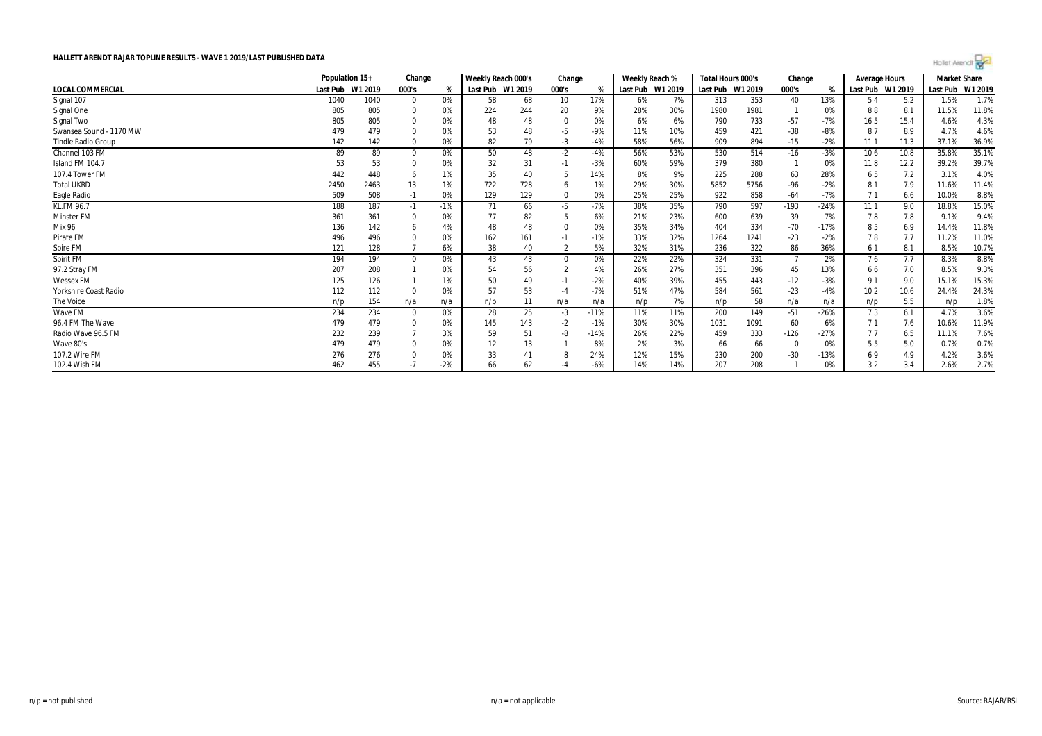**HALLETT ARENDT RAJAR TOPLINE RESULTS - WAVE 1 2019/LAST PUBLISHED DATA**

| | Population 15+ | | Change | | Weekly Reach 000's | | Change | | Weekly Reach % | | Total Hours 000's | | Change | | Average Hours | | Market Share | |
|---|---|---|---|---|---|---|---|---|---|---|---|---|---|---|---|---|---|---|
| LOCAL COMMERCIAL | Last Pub | W1 2019 | 000's | % | Last Pub | W1 2019 | 000's | % | Last Pub | W1 2019 | Last Pub | W1 2019 | 000's | % | Last Pub | W1 2019 | Last Pub | W1 2019 |
| Signal 107 | 1040 | 1040 | 0 | 0% | 58 | 68 | 10 | 17% | 6% | 7% | 313 | 353 | 40 | 13% | 5.4 | 5.2 | 1.5% | 1.7% |
| Signal One | 805 | 805 | 0 | 0% | 224 | 244 | 20 | 9% | 28% | 30% | 1980 | 1981 | 1 | 0% | 8.8 | 8.1 | 11.5% | 11.8% |
| Signal Two | 805 | 805 | 0 | 0% | 48 | 48 | 0 | 0% | 6% | 6% | 790 | 733 | -57 | -7% | 16.5 | 15.4 | 4.6% | 4.3% |
| Swansea Sound - 1170 MW | 479 | 479 | 0 | 0% | 53 | 48 | -5 | -9% | 11% | 10% | 459 | 421 | -38 | -8% | 8.7 | 8.9 | 4.7% | 4.6% |
| Tindle Radio Group | 142 | 142 | 0 | 0% | 82 | 79 | -3 | -4% | 58% | 56% | 909 | 894 | -15 | -2% | 11.1 | 11.3 | 37.1% | 36.9% |
| Channel 103 FM | 89 | 89 | 0 | 0% | 50 | 48 | -2 | -4% | 56% | 53% | 530 | 514 | -16 | -3% | 10.6 | 10.8 | 35.8% | 35.1% |
| Island FM 104.7 | 53 | 53 | 0 | 0% | 32 | 31 | -1 | -3% | 60% | 59% | 379 | 380 | 1 | 0% | 11.8 | 12.2 | 39.2% | 39.7% |
| 107.4 Tower FM | 442 | 448 | 6 | 1% | 35 | 40 | 5 | 14% | 8% | 9% | 225 | 288 | 63 | 28% | 6.5 | 7.2 | 3.1% | 4.0% |
| Total UKRD | 2450 | 2463 | 13 | 1% | 722 | 728 | 6 | 1% | 29% | 30% | 5852 | 5756 | -96 | -2% | 8.1 | 7.9 | 11.6% | 11.4% |
| Eagle Radio | 509 | 508 | -1 | 0% | 129 | 129 | 0 | 0% | 25% | 25% | 922 | 858 | -64 | -7% | 7.1 | 6.6 | 10.0% | 8.8% |
| KL.FM 96.7 | 188 | 187 | -1 | -1% | 71 | 66 | -5 | -7% | 38% | 35% | 790 | 597 | -193 | -24% | 11.1 | 9.0 | 18.8% | 15.0% |
| Minster FM | 361 | 361 | 0 | 0% | 77 | 82 | 5 | 6% | 21% | 23% | 600 | 639 | 39 | 7% | 7.8 | 7.8 | 9.1% | 9.4% |
| Mix 96 | 136 | 142 | 6 | 4% | 48 | 48 | 0 | 0% | 35% | 34% | 404 | 334 | -70 | -17% | 8.5 | 6.9 | 14.4% | 11.8% |
| Pirate FM | 496 | 496 | 0 | 0% | 162 | 161 | -1 | -1% | 33% | 32% | 1264 | 1241 | -23 | -2% | 7.8 | 7.7 | 11.2% | 11.0% |
| Spire FM | 121 | 128 | 7 | 6% | 38 | 40 | 2 | 5% | 32% | 31% | 236 | 322 | 86 | 36% | 6.1 | 8.1 | 8.5% | 10.7% |
| Spirit FM | 194 | 194 | 0 | 0% | 43 | 43 | 0 | 0% | 22% | 22% | 324 | 331 | 7 | 2% | 7.6 | 7.7 | 8.3% | 8.8% |
| 97.2 Stray FM | 207 | 208 | 1 | 0% | 54 | 56 | 2 | 4% | 26% | 27% | 351 | 396 | 45 | 13% | 6.6 | 7.0 | 8.5% | 9.3% |
| Wessex FM | 125 | 126 | 1 | 1% | 50 | 49 | -1 | -2% | 40% | 39% | 455 | 443 | -12 | -3% | 9.1 | 9.0 | 15.1% | 15.3% |
| Yorkshire Coast Radio | 112 | 112 | 0 | 0% | 57 | 53 | -4 | -7% | 51% | 47% | 584 | 561 | -23 | -4% | 10.2 | 10.6 | 24.4% | 24.3% |
| The Voice | n/p | 154 | n/a | n/a | n/p | 11 | n/a | n/a | n/p | 7% | n/p | 58 | n/a | n/a | n/p | 5.5 | n/p | 1.8% |
| Wave FM | 234 | 234 | 0 | 0% | 28 | 25 | -3 | -11% | 11% | 11% | 200 | 149 | -51 | -26% | 7.3 | 6.1 | 4.7% | 3.6% |
| 96.4 FM The Wave | 479 | 479 | 0 | 0% | 145 | 143 | -2 | -1% | 30% | 30% | 1031 | 1091 | 60 | 6% | 7.1 | 7.6 | 10.6% | 11.9% |
| Radio Wave 96.5 FM | 232 | 239 | 7 | 3% | 59 | 51 | -8 | -14% | 26% | 22% | 459 | 333 | -126 | -27% | 7.7 | 6.5 | 11.1% | 7.6% |
| Wave 80's | 479 | 479 | 0 | 0% | 12 | 13 | 1 | 8% | 2% | 3% | 66 | 66 | 0 | 0% | 5.5 | 5.0 | 0.7% | 0.7% |
| 107.2 Wire FM | 276 | 276 | 0 | 0% | 33 | 41 | 8 | 24% | 12% | 15% | 230 | 200 | -30 | -13% | 6.9 | 4.9 | 4.2% | 3.6% |
| 102.4 Wish FM | 462 | 455 | -7 | -2% | 66 | 62 | -4 | -6% | 14% | 14% | 207 | 208 | 1 | 0% | 3.2 | 3.4 | 2.6% | 2.7% |

n/p = not published

n/a = not applicable

Source: RAJAR/RSL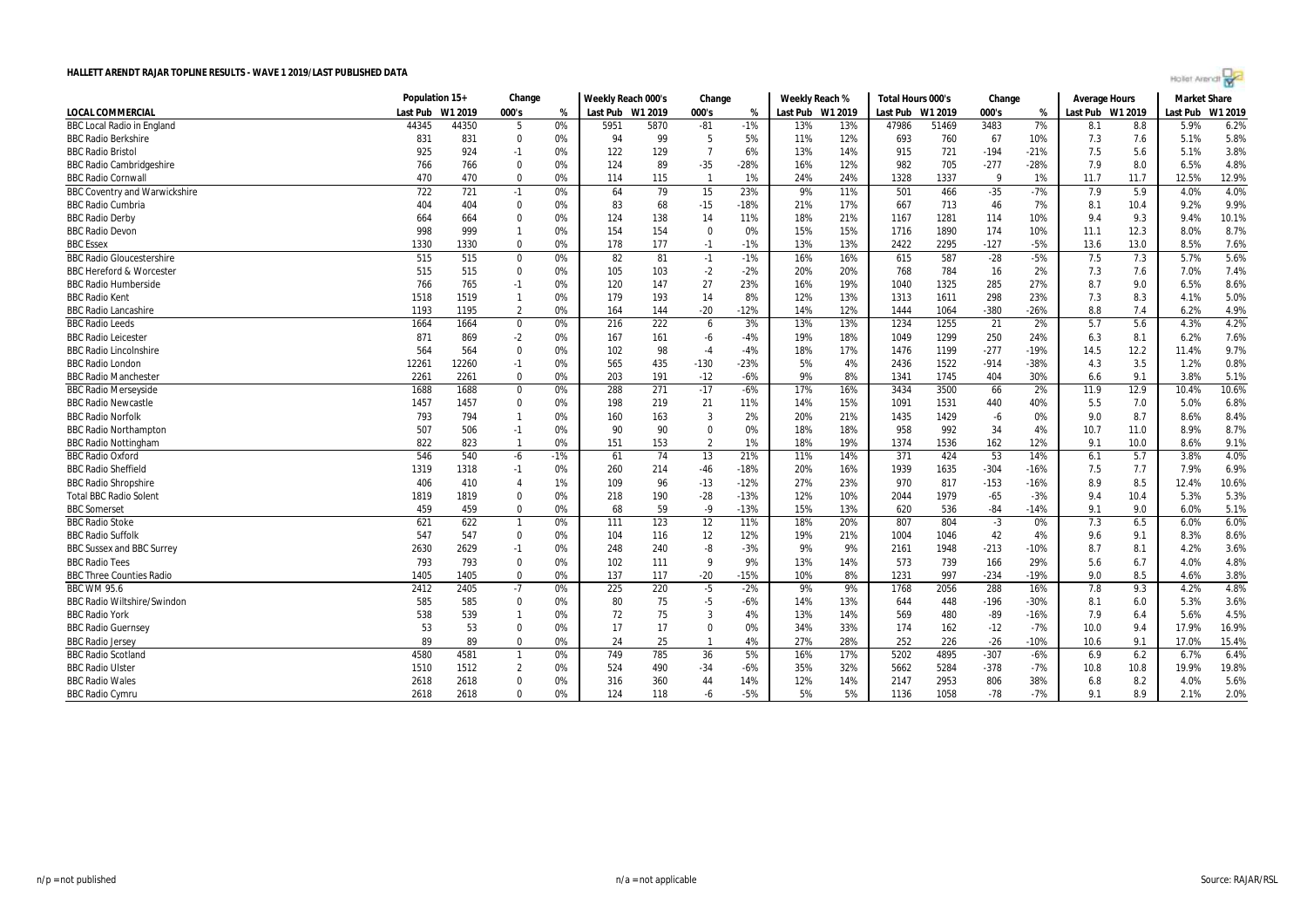# HALLETT ARENDT RAJAR TOPLINE RESULTS - WAVE 1 2019/LAST PUBLISHED DATA

| | Population 15+ | | Change | | Weekly Reach 000's | | Change | | Weekly Reach % | | Total Hours 000's | | Change | | Average Hours | | Market Share | |
|---|---|---|---|---|---|---|---|---|---|---|---|---|---|---|---|---|---|---|
| LOCAL COMMERCIAL | Last Pub | W1 2019 | 000's | % | Last Pub | W1 2019 | 000's | % | Last Pub | W1 2019 | Last Pub | W1 2019 | 000's | % | Last Pub | W1 2019 | Last Pub | W1 2019 |
| BBC Local Radio in England | 44345 | 44350 | 5 | 0% | 5951 | 5870 | -81 | -1% | 13% | 13% | 47986 | 51469 | 3483 | 7% | 8.1 | 8.8 | 5.9% | 6.2% |
| BBC Radio Berkshire | 831 | 831 | 0 | 0% | 94 | 99 | 5 | 5% | 11% | 12% | 693 | 760 | 67 | 10% | 7.3 | 7.6 | 5.1% | 5.8% |
| BBC Radio Bristol | 925 | 924 | -1 | 0% | 122 | 129 | 7 | 6% | 13% | 14% | 915 | 721 | -194 | -21% | 7.5 | 5.6 | 5.1% | 3.8% |
| BBC Radio Cambridgeshire | 766 | 766 | 0 | 0% | 124 | 89 | -35 | -28% | 16% | 12% | 982 | 705 | -277 | -28% | 7.9 | 8.0 | 6.5% | 4.8% |
| BBC Radio Cornwall | 470 | 470 | 0 | 0% | 114 | 115 | 1 | 1% | 24% | 24% | 1328 | 1337 | 9 | 1% | 11.7 | 11.7 | 12.5% | 12.9% |
| BBC Coventry and Warwickshire | 722 | 721 | -1 | 0% | 64 | 79 | 15 | 23% | 9% | 11% | 501 | 466 | -35 | -7% | 7.9 | 5.9 | 4.0% | 4.0% |
| BBC Radio Cumbria | 404 | 404 | 0 | 0% | 83 | 68 | -15 | -18% | 21% | 17% | 667 | 713 | 46 | 7% | 8.1 | 10.4 | 9.2% | 9.9% |
| BBC Radio Derby | 664 | 664 | 0 | 0% | 124 | 138 | 14 | 11% | 18% | 21% | 1167 | 1281 | 114 | 10% | 9.4 | 9.3 | 9.4% | 10.1% |
| BBC Radio Devon | 998 | 999 | 1 | 0% | 154 | 154 | 0 | 0% | 15% | 15% | 1716 | 1890 | 174 | 10% | 11.1 | 12.3 | 8.0% | 8.7% |
| BBC Essex | 1330 | 1330 | 0 | 0% | 178 | 177 | -1 | -1% | 13% | 13% | 2422 | 2295 | -127 | -5% | 13.6 | 13.0 | 8.5% | 7.6% |
| BBC Radio Gloucestershire | 515 | 515 | 0 | 0% | 82 | 81 | -1 | -1% | 16% | 16% | 615 | 587 | -28 | -5% | 7.5 | 7.3 | 5.7% | 5.6% |
| BBC Hereford & Worcester | 515 | 515 | 0 | 0% | 105 | 103 | -2 | -2% | 20% | 20% | 768 | 784 | 16 | 2% | 7.3 | 7.6 | 7.0% | 7.4% |
| BBC Radio Humberside | 766 | 765 | -1 | 0% | 120 | 147 | 27 | 23% | 16% | 19% | 1040 | 1325 | 285 | 27% | 8.7 | 9.0 | 6.5% | 8.6% |
| BBC Radio Kent | 1518 | 1519 | 1 | 0% | 179 | 193 | 14 | 8% | 12% | 13% | 1313 | 1611 | 298 | 23% | 7.3 | 8.3 | 4.1% | 5.0% |
| BBC Radio Lancashire | 1193 | 1195 | 2 | 0% | 164 | 144 | -20 | -12% | 14% | 12% | 1444 | 1064 | -380 | -26% | 8.8 | 7.4 | 6.2% | 4.9% |
| BBC Radio Leeds | 1664 | 1664 | 0 | 0% | 216 | 222 | 6 | 3% | 13% | 13% | 1234 | 1255 | 21 | 2% | 5.7 | 5.6 | 4.3% | 4.2% |
| BBC Radio Leicester | 871 | 869 | -2 | 0% | 167 | 161 | -6 | -4% | 19% | 18% | 1049 | 1299 | 250 | 24% | 6.3 | 8.1 | 6.2% | 7.6% |
| BBC Radio Lincolnshire | 564 | 564 | 0 | 0% | 102 | 98 | -4 | -4% | 18% | 17% | 1476 | 1199 | -277 | -19% | 14.5 | 12.2 | 11.4% | 9.7% |
| BBC Radio London | 12261 | 12260 | -1 | 0% | 565 | 435 | -130 | -23% | 5% | 4% | 2436 | 1522 | -914 | -38% | 4.3 | 3.5 | 1.2% | 0.8% |
| BBC Radio Manchester | 2261 | 2261 | 0 | 0% | 203 | 191 | -12 | -6% | 9% | 8% | 1341 | 1745 | 404 | 30% | 6.6 | 9.1 | 3.8% | 5.1% |
| BBC Radio Merseyside | 1688 | 1688 | 0 | 0% | 288 | 271 | -17 | -6% | 17% | 16% | 3434 | 3500 | 66 | 2% | 11.9 | 12.9 | 10.4% | 10.6% |
| BBC Radio Newcastle | 1457 | 1457 | 0 | 0% | 198 | 219 | 21 | 11% | 14% | 15% | 1091 | 1531 | 440 | 40% | 5.5 | 7.0 | 5.0% | 6.8% |
| BBC Radio Norfolk | 793 | 794 | 1 | 0% | 160 | 163 | 3 | 2% | 20% | 21% | 1435 | 1429 | -6 | 0% | 9.0 | 8.7 | 8.6% | 8.4% |
| BBC Radio Northampton | 507 | 506 | -1 | 0% | 90 | 90 | 0 | 0% | 18% | 18% | 958 | 992 | 34 | 4% | 10.7 | 11.0 | 8.9% | 8.7% |
| BBC Radio Nottingham | 822 | 823 | 1 | 0% | 151 | 153 | 2 | 1% | 18% | 19% | 1374 | 1536 | 162 | 12% | 9.1 | 10.0 | 8.6% | 9.1% |
| BBC Radio Oxford | 546 | 540 | -6 | -1% | 61 | 74 | 13 | 21% | 11% | 14% | 371 | 424 | 53 | 14% | 6.1 | 5.7 | 3.8% | 4.0% |
| BBC Radio Sheffield | 1319 | 1318 | -1 | 0% | 260 | 214 | -46 | -18% | 20% | 16% | 1939 | 1635 | -304 | -16% | 7.5 | 7.7 | 7.9% | 6.9% |
| BBC Radio Shropshire | 406 | 410 | 4 | 1% | 109 | 96 | -13 | -12% | 27% | 23% | 970 | 817 | -153 | -16% | 8.9 | 8.5 | 12.4% | 10.6% |
| Total BBC Radio Solent | 1819 | 1819 | 0 | 0% | 218 | 190 | -28 | -13% | 12% | 10% | 2044 | 1979 | -65 | -3% | 9.4 | 10.4 | 5.3% | 5.3% |
| BBC Somerset | 459 | 459 | 0 | 0% | 68 | 59 | -9 | -13% | 15% | 13% | 620 | 536 | -84 | -14% | 9.1 | 9.0 | 6.0% | 5.1% |
| BBC Radio Stoke | 621 | 622 | 1 | 0% | 111 | 123 | 12 | 11% | 18% | 20% | 807 | 804 | -3 | 0% | 7.3 | 6.5 | 6.0% | 6.0% |
| BBC Radio Suffolk | 547 | 547 | 0 | 0% | 104 | 116 | 12 | 12% | 19% | 21% | 1004 | 1046 | 42 | 4% | 9.6 | 9.1 | 8.3% | 8.6% |
| BBC Sussex and BBC Surrey | 2630 | 2629 | -1 | 0% | 248 | 240 | -8 | -3% | 9% | 9% | 2161 | 1948 | -213 | -10% | 8.7 | 8.1 | 4.2% | 3.6% |
| BBC Radio Tees | 793 | 793 | 0 | 0% | 102 | 111 | 9 | 9% | 13% | 14% | 573 | 739 | 166 | 29% | 5.6 | 6.7 | 4.0% | 4.8% |
| BBC Three Counties Radio | 1405 | 1405 | 0 | 0% | 137 | 117 | -20 | -15% | 10% | 8% | 1231 | 997 | -234 | -19% | 9.0 | 8.5 | 4.6% | 3.8% |
| BBC WM 95.6 | 2412 | 2405 | -7 | 0% | 225 | 220 | -5 | -2% | 9% | 9% | 1768 | 2056 | 288 | 16% | 7.8 | 9.3 | 4.2% | 4.8% |
| BBC Radio Wiltshire/Swindon | 585 | 585 | 0 | 0% | 80 | 75 | -5 | -6% | 14% | 13% | 644 | 448 | -196 | -30% | 8.1 | 6.0 | 5.3% | 3.6% |
| BBC Radio York | 538 | 539 | 1 | 0% | 72 | 75 | 3 | 4% | 13% | 14% | 569 | 480 | -89 | -16% | 7.9 | 6.4 | 5.6% | 4.5% |
| BBC Radio Guernsey | 53 | 53 | 0 | 0% | 17 | 17 | 0 | 0% | 34% | 33% | 174 | 162 | -12 | -7% | 10.0 | 9.4 | 17.9% | 16.9% |
| BBC Radio Jersey | 89 | 89 | 0 | 0% | 24 | 25 | 1 | 4% | 27% | 28% | 252 | 226 | -26 | -10% | 10.6 | 9.1 | 17.0% | 15.4% |
| BBC Radio Scotland | 4580 | 4581 | 1 | 0% | 749 | 785 | 36 | 5% | 16% | 17% | 5202 | 4895 | -307 | -6% | 6.9 | 6.2 | 6.7% | 6.4% |
| BBC Radio Ulster | 1510 | 1512 | 2 | 0% | 524 | 490 | -34 | -6% | 35% | 32% | 5662 | 5284 | -378 | -7% | 10.8 | 10.8 | 19.9% | 19.8% |
| BBC Radio Wales | 2618 | 2618 | 0 | 0% | 316 | 360 | 44 | 14% | 12% | 14% | 2147 | 2953 | 806 | 38% | 6.8 | 8.2 | 4.0% | 5.6% |
| BBC Radio Cymru | 2618 | 2618 | 0 | 0% | 124 | 118 | -6 | -5% | 5% | 5% | 1136 | 1058 | -78 | -7% | 9.1 | 8.9 | 2.1% | 2.0% |

n/p = not published

n/a = not applicable

Source: RAJAR/RSL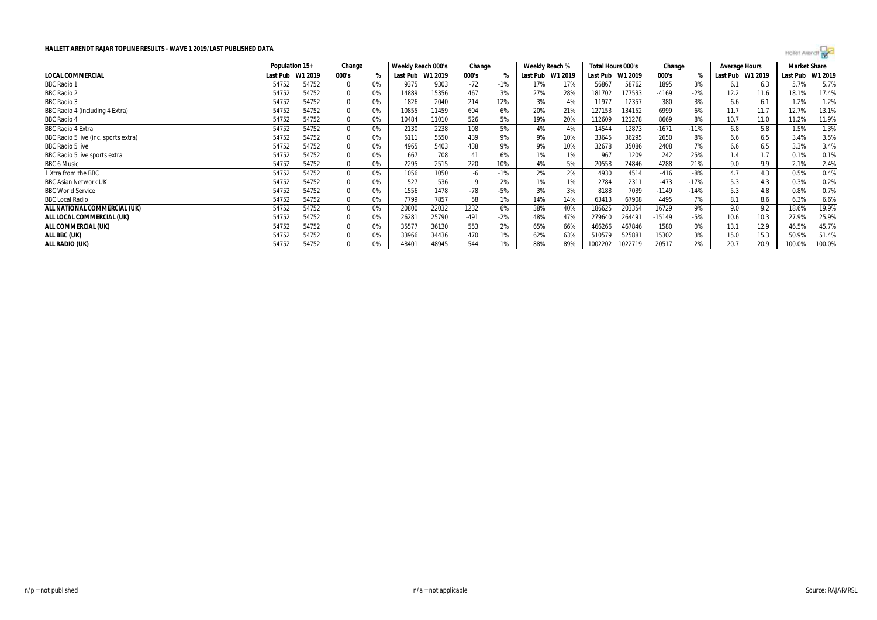**HALLETT ARENDT RAJAR TOPLINE RESULTS - WAVE 1 2019/LAST PUBLISHED DATA**

| | Population 15+ | | Change | | Weekly Reach 000's | | Change | | Weekly Reach % | | Total Hours 000's | | Change | | Average Hours | | Market Share | |
|---|---|---|---|---|---|---|---|---|---|---|---|---|---|---|---|---|---|---|
| LOCAL COMMERCIAL | Last Pub | W1 2019 | 000's | % | Last Pub | W1 2019 | 000's | % | Last Pub | W1 2019 | Last Pub | W1 2019 | 000's | % | Last Pub | W1 2019 | Last Pub | W1 2019 |
| BBC Radio 1 | 54752 | 54752 | 0 | 0% | 9375 | 9303 | -72 | -1% | 17% | 17% | 56867 | 58762 | 1895 | 3% | 6.1 | 6.3 | 5.7% | 5.7% |
| BBC Radio 2 | 54752 | 54752 | 0 | 0% | 14889 | 15356 | 467 | 3% | 27% | 28% | 181702 | 177533 | -4169 | -2% | 12.2 | 11.6 | 18.1% | 17.4% |
| BBC Radio 3 | 54752 | 54752 | 0 | 0% | 1826 | 2040 | 214 | 12% | 3% | 4% | 11977 | 12357 | 380 | 3% | 6.6 | 6.1 | 1.2% | 1.2% |
| BBC Radio 4 (including 4 Extra) | 54752 | 54752 | 0 | 0% | 10855 | 11459 | 604 | 6% | 20% | 21% | 127153 | 134152 | 6999 | 6% | 11.7 | 11.7 | 12.7% | 13.1% |
| BBC Radio 4 | 54752 | 54752 | 0 | 0% | 10484 | 11010 | 526 | 5% | 19% | 20% | 112609 | 121278 | 8669 | 8% | 10.7 | 11.0 | 11.2% | 11.9% |
| BBC Radio 4 Extra | 54752 | 54752 | 0 | 0% | 2130 | 2238 | 108 | 5% | 4% | 4% | 14544 | 12873 | -1671 | -11% | 6.8 | 5.8 | 1.5% | 1.3% |
| BBC Radio 5 live (inc. sports extra) | 54752 | 54752 | 0 | 0% | 5111 | 5550 | 439 | 9% | 9% | 10% | 33645 | 36295 | 2650 | 8% | 6.6 | 6.5 | 3.4% | 3.5% |
| BBC Radio 5 live | 54752 | 54752 | 0 | 0% | 4965 | 5403 | 438 | 9% | 9% | 10% | 32678 | 35086 | 2408 | 7% | 6.6 | 6.5 | 3.3% | 3.4% |
| BBC Radio 5 live sports extra | 54752 | 54752 | 0 | 0% | 667 | 708 | 41 | 6% | 1% | 1% | 967 | 1209 | 242 | 25% | 1.4 | 1.7 | 0.1% | 0.1% |
| BBC 6 Music | 54752 | 54752 | 0 | 0% | 2295 | 2515 | 220 | 10% | 4% | 5% | 20558 | 24846 | 4288 | 21% | 9.0 | 9.9 | 2.1% | 2.4% |
| 1 Xtra from the BBC | 54752 | 54752 | 0 | 0% | 1056 | 1050 | -6 | -1% | 2% | 2% | 4930 | 4514 | -416 | -8% | 4.7 | 4.3 | 0.5% | 0.4% |
| BBC Asian Network UK | 54752 | 54752 | 0 | 0% | 527 | 536 | 9 | 2% | 1% | 1% | 2784 | 2311 | -473 | -17% | 5.3 | 4.3 | 0.3% | 0.2% |
| BBC World Service | 54752 | 54752 | 0 | 0% | 1556 | 1478 | -78 | -5% | 3% | 3% | 8188 | 7039 | -1149 | -14% | 5.3 | 4.8 | 0.8% | 0.7% |
| BBC Local Radio | 54752 | 54752 | 0 | 0% | 7799 | 7857 | 58 | 1% | 14% | 14% | 63413 | 67908 | 4495 | 7% | 8.1 | 8.6 | 6.3% | 6.6% |
| ALL NATIONAL COMMERCIAL (UK) | 54752 | 54752 | 0 | 0% | 20800 | 22032 | 1232 | 6% | 38% | 40% | 186625 | 203354 | 16729 | 9% | 9.0 | 9.2 | 18.6% | 19.9% |
| ALL LOCAL COMMERCIAL (UK) | 54752 | 54752 | 0 | 0% | 26281 | 25790 | -491 | -2% | 48% | 47% | 279640 | 264491 | -15149 | -5% | 10.6 | 10.3 | 27.9% | 25.9% |
| ALL COMMERCIAL (UK) | 54752 | 54752 | 0 | 0% | 35577 | 36130 | 553 | 2% | 65% | 66% | 466266 | 467846 | 1580 | 0% | 13.1 | 12.9 | 46.5% | 45.7% |
| ALL BBC (UK) | 54752 | 54752 | 0 | 0% | 33966 | 34436 | 470 | 1% | 62% | 63% | 510579 | 525881 | 15302 | 3% | 15.0 | 15.3 | 50.9% | 51.4% |
| ALL RADIO (UK) | 54752 | 54752 | 0 | 0% | 48401 | 48945 | 544 | 1% | 88% | 89% | 1002202 | 1022719 | 20517 | 2% | 20.7 | 20.9 | 100.0% | 100.0% |

n/p = not published

n/a = not applicable

Source: RAJAR/RSL